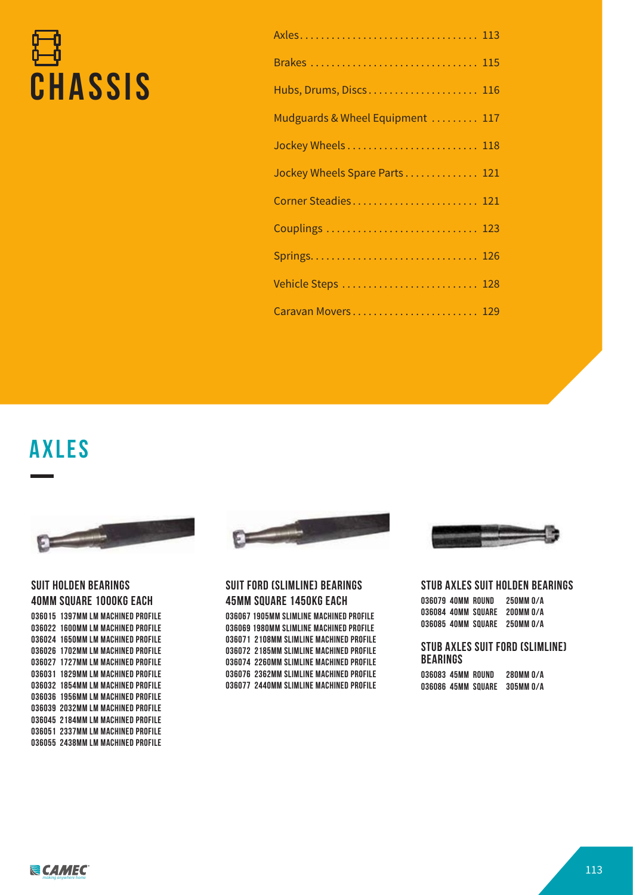# CHASSIS

| | |
|---|---|
| Axles | 113 |
| Brakes | 115 |
| Hubs, Drums, Discs | 116 |
| Mudguards & Wheel Equipment | 117 |
| Jockey Wheels | 118 |
| Jockey Wheels Spare Parts | 121 |
| Corner Steadies | 121 |
| Couplings | 123 |
| Springs | 126 |
| Vehicle Steps | 128 |
| Caravan Movers | 129 |

## AXLES

### SUIT HOLDEN BEARINGS 40MM SQUARE 1000KG EACH

036015 1397MM LM MACHINED PROFILE
036022 1600MM LM MACHINED PROFILE
036024 1650MM LM MACHINED PROFILE
036026 1702MM LM MACHINED PROFILE
036027 1727MM LM MACHINED PROFILE
036031 1829MM LM MACHINED PROFILE
036032 1854MM LM MACHINED PROFILE
036036 1956MM LM MACHINED PROFILE
036039 2032MM LM MACHINED PROFILE
036045 2184MM LM MACHINED PROFILE
036051 2337MM LM MACHINED PROFILE
036055 2438MM LM MACHINED PROFILE

### SUIT FORD (SLIMLINE) BEARINGS 45MM SQUARE 1450KG EACH

036067 1905MM SLIMLINE MACHINED PROFILE
036069 1980MM SLIMLINE MACHINED PROFILE
036071 2108MM SLIMLINE MACHINED PROFILE
036072 2185MM SLIMLINE MACHINED PROFILE
036074 2260MM SLIMLINE MACHINED PROFILE
036076 2362MM SLIMLINE MACHINED PROFILE
036077 2440MM SLIMLINE MACHINED PROFILE

### STUB AXLES SUIT HOLDEN BEARINGS

036079 40MM ROUND 250MM O/A
036084 40MM SQUARE 200MM O/A
036085 40MM SQUARE 250MM O/A

### STUB AXLES SUIT FORD (SLIMLINE) BEARINGS

036083 45MM ROUND 280MM O/A
036086 45MM SQUARE 305MM O/A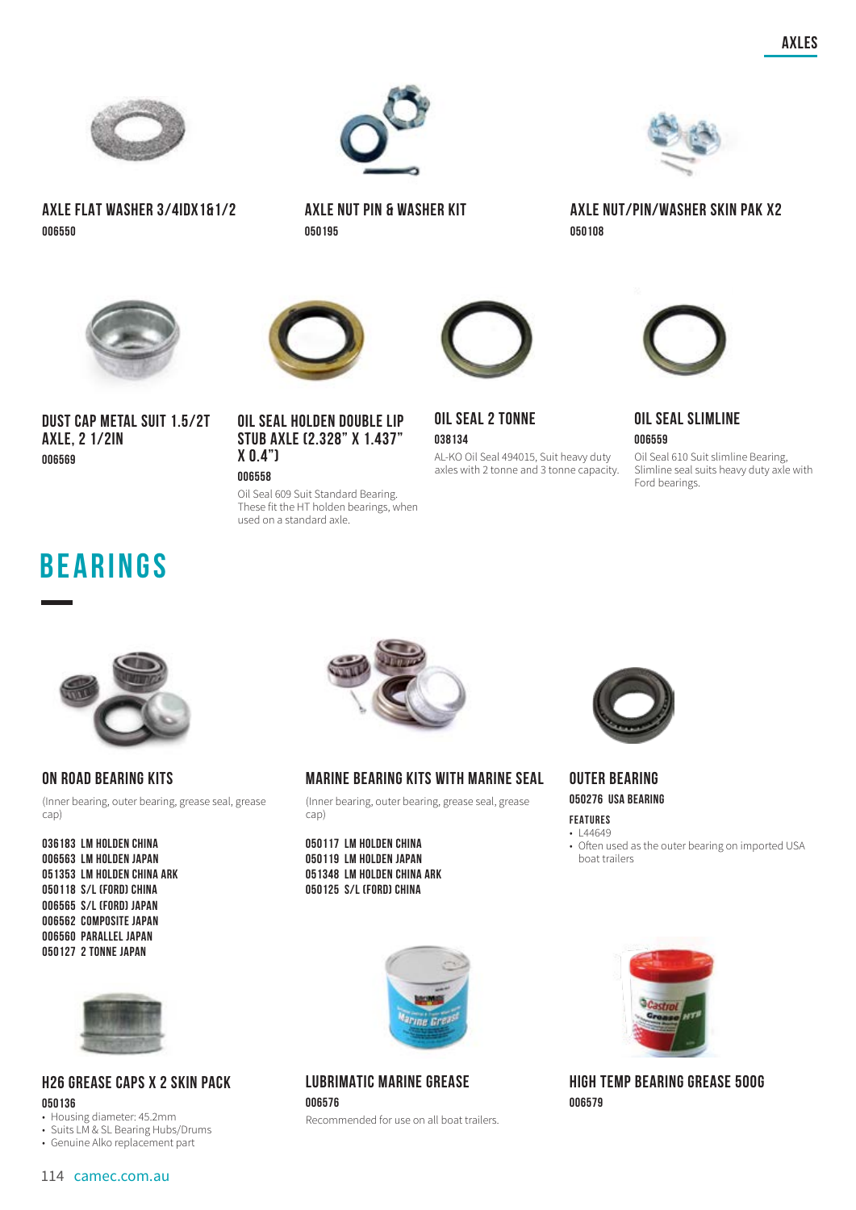### AXLE FLAT WASHER 3/4IDX1&1/2
**006550**

### AXLE NUT PIN & WASHER KIT
**050195**

### AXLE NUT/PIN/WASHER SKIN PAK X2
**050108**

### DUST CAP METAL SUIT 1.5/2T AXLE, 2 1/2IN
**006569**

### OIL SEAL HOLDEN DOUBLE LIP STUB AXLE (2.328" X 1.437" X 0.4")
**006558**

Oil Seal 609 Suit Standard Bearing. These fit the HT holden bearings, when used on a standard axle.

### OIL SEAL 2 TONNE
**038134**

AL-KO Oil Seal 494015, Suit heavy duty axles with 2 tonne and 3 tonne capacity.

### OIL SEAL SLIMLINE
**006559**

Oil Seal 610 Suit slimline Bearing, Slimline seal suits heavy duty axle with Ford bearings.

# BEARINGS

### ON ROAD BEARING KITS

(Inner bearing, outer bearing, grease seal, grease cap)

**036183 LM HOLDEN CHINA**
**006563 LM HOLDEN JAPAN**
**051353 LM HOLDEN CHINA ARK**
**050118 S/L (FORD) CHINA**
**006565 S/L (FORD) JAPAN**
**006562 COMPOSITE JAPAN**
**006560 PARALLEL JAPAN**
**050127 2 TONNE JAPAN**

### MARINE BEARING KITS WITH MARINE SEAL

(Inner bearing, outer bearing, grease seal, grease cap)

**050117 LM HOLDEN CHINA**
**050119 LM HOLDEN JAPAN**
**051348 LM HOLDEN CHINA ARK**
**050125 S/L (FORD) CHINA**

### OUTER BEARING
**050276 USA BEARING**

**FEATURES**
- L44649
- Often used as the outer bearing on imported USA boat trailers

### H26 GREASE CAPS X 2 SKIN PACK
**050136**

- Housing diameter: 45.2mm
- Suits LM & SL Bearing Hubs/Drums
- Genuine Alko replacement part

### LUBRIMATIC MARINE GREASE
**006576**

Recommended for use on all boat trailers.

### HIGH TEMP BEARING GREASE 500G
**006579**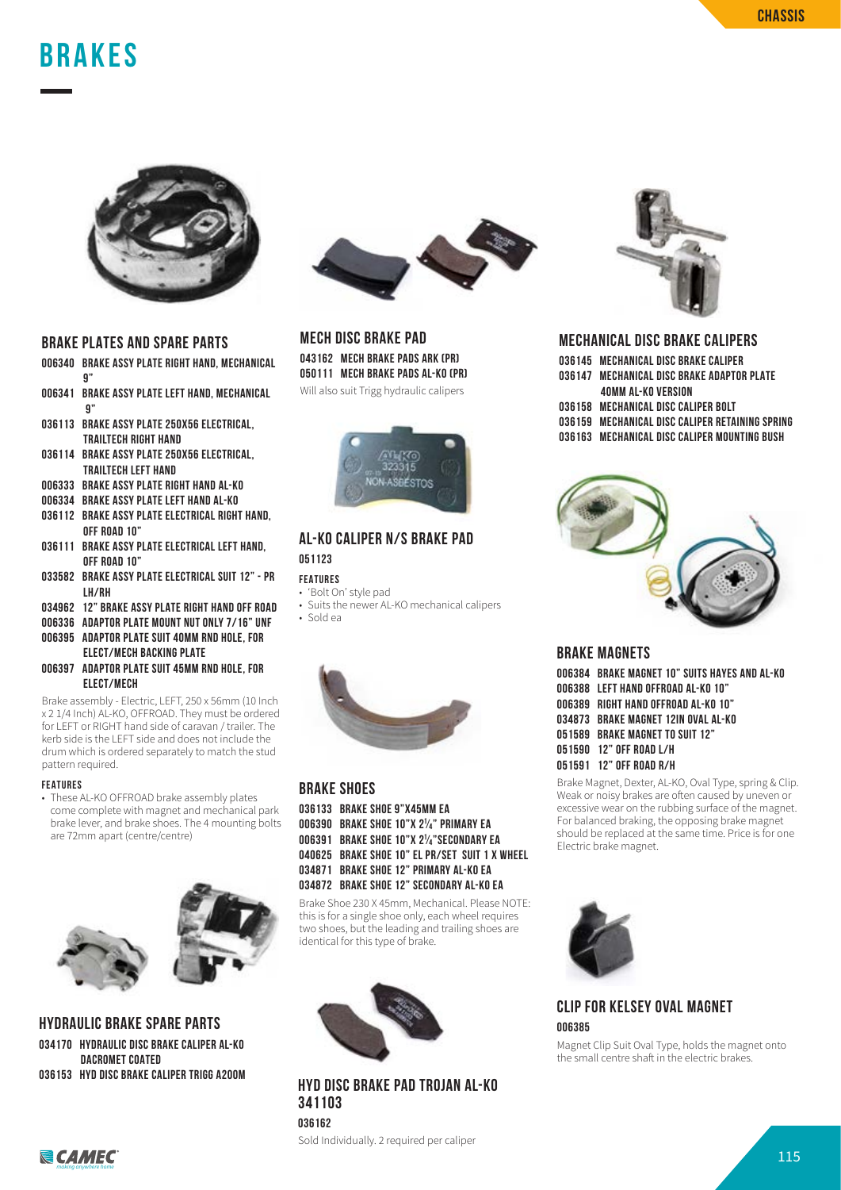# BRAKES

## BRAKE PLATES AND SPARE PARTS

- **006340 BRAKE ASSY PLATE RIGHT HAND, MECHANICAL 9"**
- **006341 BRAKE ASSY PLATE LEFT HAND, MECHANICAL 9"**
- **036113 BRAKE ASSY PLATE 250X56 ELECTRICAL, TRAILTECH RIGHT HAND**
- **036114 BRAKE ASSY PLATE 250X56 ELECTRICAL, TRAILTECH LEFT HAND**
- **006333 BRAKE ASSY PLATE RIGHT HAND AL-KO**
- **006334 BRAKE ASSY PLATE LEFT HAND AL-KO**
- **036112 BRAKE ASSY PLATE ELECTRICAL RIGHT HAND, OFF ROAD 10"**
- **036111 BRAKE ASSY PLATE ELECTRICAL LEFT HAND, OFF ROAD 10"**
- **033582 BRAKE ASSY PLATE ELECTRICAL SUIT 12" - PR LH/RH**
- **034962 12" BRAKE ASSY PLATE RIGHT HAND OFF ROAD**
- **006336 ADAPTOR PLATE MOUNT NUT ONLY 7/16" UNF**
- **006395 ADAPTOR PLATE SUIT 40MM RND HOLE, FOR ELECT/MECH BACKING PLATE**
- **006397 ADAPTOR PLATE SUIT 45MM RND HOLE, FOR ELECT/MECH**

Brake assembly - Electric, LEFT, 250 x 56mm (10 Inch x 2 1/4 Inch) AL-KO, OFFROAD. They must be ordered for LEFT or RIGHT hand side of caravan / trailer. The kerb side is the LEFT side and does not include the drum which is ordered separately to match the stud pattern required.

### FEATURES

- These AL-KO OFFROAD brake assembly plates come complete with magnet and mechanical park brake lever, and brake shoes. The 4 mounting bolts are 72mm apart (centre/centre)

## HYDRAULIC BRAKE SPARE PARTS

- **034170 HYDRAULIC DISC BRAKE CALIPER AL-KO DACROMET COATED**
- **036153 HYD DISC BRAKE CALIPER TRIGG A200M**

## MECH DISC BRAKE PAD

- **043162 MECH BRAKE PADS ARK (PR)**
- **050111 MECH BRAKE PADS AL-KO (PR)**

Will also suit Trigg hydraulic calipers

## AL-KO CALIPER N/S BRAKE PAD

**051123**

### FEATURES

- 'Bolt On' style pad
- Suits the newer AL-KO mechanical calipers
- Sold ea

## BRAKE SHOES

- **036133 BRAKE SHOE 9"X45MM EA**
- **006390 BRAKE SHOE 10"X 2¼" PRIMARY EA**
- **006391 BRAKE SHOE 10"X 2¼"SECONDARY EA**
- **040625 BRAKE SHOE 10" EL PR/SET SUIT 1 X WHEEL**
- **034871 BRAKE SHOE 12" PRIMARY AL-KO EA**
- **034872 BRAKE SHOE 12" SECONDARY AL-KO EA**

Brake Shoe 230 X 45mm, Mechanical. Please NOTE: this is for a single shoe only, each wheel requires two shoes, but the leading and trailing shoes are identical for this type of brake.

## HYD DISC BRAKE PAD TROJAN AL-KO 341103

**036162**

Sold Individually. 2 required per caliper

## MECHANICAL DISC BRAKE CALIPERS

- **036145 MECHANICAL DISC BRAKE CALIPER**
- **036147 MECHANICAL DISC BRAKE ADAPTOR PLATE 40MM AL-KO VERSION**
- **036158 MECHANICAL DISC CALIPER BOLT**
- **036159 MECHANICAL DISC CALIPER RETAINING SPRING**
- **036163 MECHANICAL DISC CALIPER MOUNTING BUSH**

## BRAKE MAGNETS

- **006384 BRAKE MAGNET 10" SUITS HAYES AND AL-KO**
- **006388 LEFT HAND OFFROAD AL-KO 10"**
- **006389 RIGHT HAND OFFROAD AL-KO 10"**
- **034873 BRAKE MAGNET 12IN OVAL AL-KO**
- **051589 BRAKE MAGNET TO SUIT 12"**
- **051590 12" OFF ROAD L/H**
- **051591 12" OFF ROAD R/H**

Brake Magnet, Dexter, AL-KO, Oval Type, spring & Clip. Weak or noisy brakes are often caused by uneven or excessive wear on the rubbing surface of the magnet. For balanced braking, the opposing brake magnet should be replaced at the same time. Price is for one Electric brake magnet.

## CLIP FOR KELSEY OVAL MAGNET

**006385**

Magnet Clip Suit Oval Type, holds the magnet onto the small centre shaft in the electric brakes.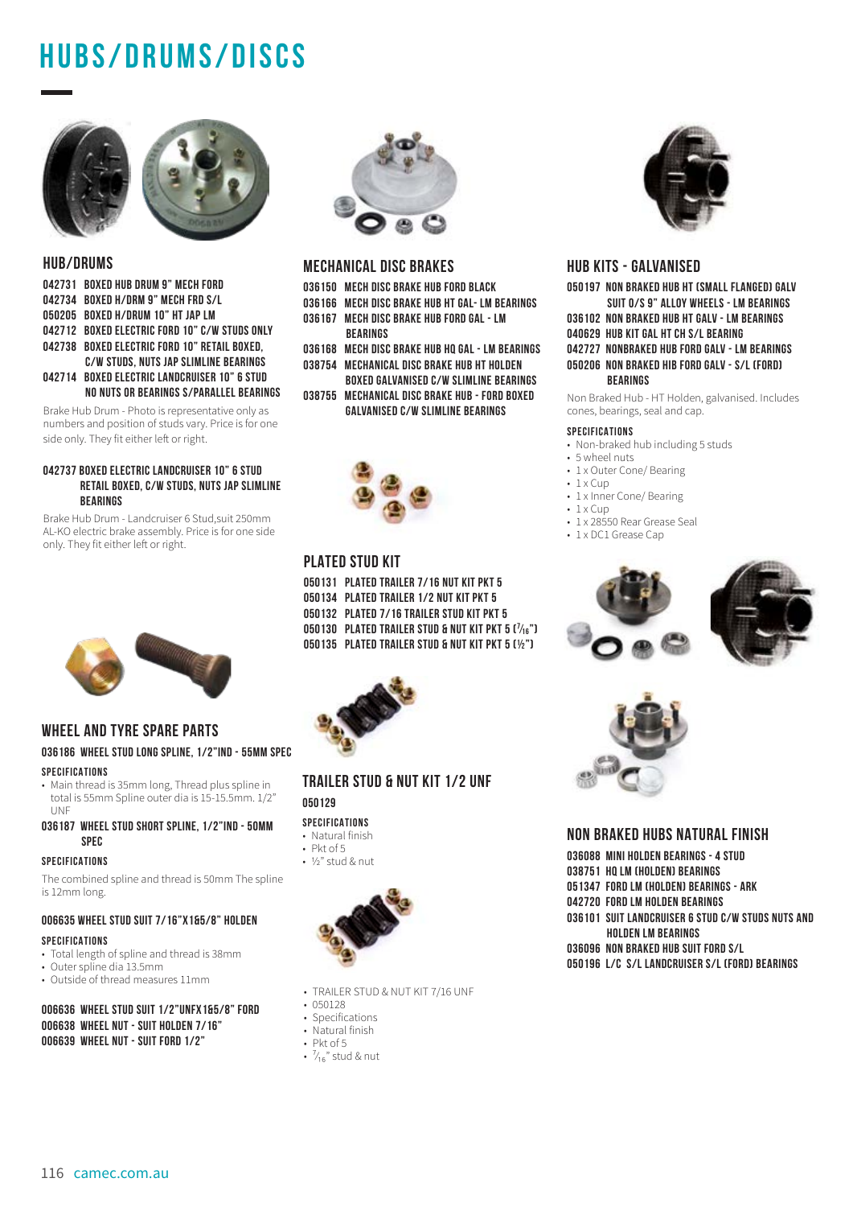# HUBS/DRUMS/DISCS

## HUB/DRUMS

042731 BOXED HUB DRUM 9" MECH FORD
042734 BOXED H/DRM 9" MECH FRD S/L
050205 BOXED H/DRUM 10" HT JAP LM
042712 BOXED ELECTRIC FORD 10" C/W STUDS ONLY
042738 BOXED ELECTRIC FORD 10" RETAIL BOXED, C/W STUDS, NUTS JAP SLIMLINE BEARINGS
042714 BOXED ELECTRIC LANDCRUISER 10" 6 STUD NO NUTS OR BEARINGS S/PARALLEL BEARINGS

Brake Hub Drum - Photo is representative only as numbers and position of studs vary. Price is for one side only. They fit either left or right.

**042737 BOXED ELECTRIC LANDCRUISER 10" 6 STUD RETAIL BOXED, C/W STUDS, NUTS JAP SLIMLINE BEARINGS**

Brake Hub Drum - Landcruiser 6 Stud,suit 250mm AL-KO electric brake assembly. Price is for one side only. They fit either left or right.

## WHEEL AND TYRE SPARE PARTS

**036186 WHEEL STUD LONG SPLINE, 1/2"IND - 55MM SPEC**

**SPECIFICATIONS**

- Main thread is 35mm long, Thread plus spline in total is 55mm Spline outer dia is 15-15.5mm. 1/2" UNF

**036187 WHEEL STUD SHORT SPLINE, 1/2"IND - 50MM SPEC**

**SPECIFICATIONS**

The combined spline and thread is 50mm The spline is 12mm long.

**006635 WHEEL STUD SUIT 7/16"X1&5/8" HOLDEN**

**SPECIFICATIONS**

- Total length of spline and thread is 38mm
- Outer spline dia 13.5mm
- Outside of thread measures 11mm

006636 WHEEL STUD SUIT 1/2"UNFX1&5/8" FORD
006638 WHEEL NUT - SUIT HOLDEN 7/16"
006639 WHEEL NUT - SUIT FORD 1/2"

## MECHANICAL DISC BRAKES

036150 MECH DISC BRAKE HUB FORD BLACK
036166 MECH DISC BRAKE HUB HT GAL- LM BEARINGS
036167 MECH DISC BRAKE HUB FORD GAL - LM BEARINGS
036168 MECH DISC BRAKE HUB HQ GAL - LM BEARINGS
038754 MECHANICAL DISC BRAKE HUB HT HOLDEN BOXED GALVANISED C/W SLIMLINE BEARINGS
038755 MECHANICAL DISC BRAKE HUB - FORD BOXED GALVANISED C/W SLIMLINE BEARINGS

## PLATED STUD KIT

050131 PLATED TRAILER 7/16 NUT KIT PKT 5
050134 PLATED TRAILER 1/2 NUT KIT PKT 5
050132 PLATED 7/16 TRAILER STUD KIT PKT 5
050130 PLATED TRAILER STUD & NUT KIT PKT 5 (7/16")
050135 PLATED TRAILER STUD & NUT KIT PKT 5 (½")

## TRAILER STUD & NUT KIT 1/2 UNF

**050129**

**SPECIFICATIONS**

- Natural finish
- Pkt of 5
- ½" stud & nut

- TRAILER STUD & NUT KIT 7/16 UNF
- 050128
- Specifications
- Natural finish
- Pkt of 5
- 7/16" stud & nut

## HUB KITS - GALVANISED

050197 NON BRAKED HUB HT (SMALL FLANGED) GALV SUIT O/S 9" ALLOY WHEELS - LM BEARINGS
036102 NON BRAKED HUB HT GALV - LM BEARINGS
040629 HUB KIT GAL HT CH S/L BEARING
042727 NONBRAKED HUB FORD GALV - LM BEARINGS
050206 NON BRAKED HIB FORD GALV - S/L (FORD) BEARINGS

Non Braked Hub - HT Holden, galvanised. Includes cones, bearings, seal and cap.

**SPECIFICATIONS**

- Non-braked hub including 5 studs
- 5 wheel nuts
- 1 x Outer Cone/ Bearing
- 1 x Cup
- 1 x Inner Cone/ Bearing
- 1 x Cup
- 1 x 28550 Rear Grease Seal
- 1 x DC1 Grease Cap

## NON BRAKED HUBS NATURAL FINISH

036088 MINI HOLDEN BEARINGS - 4 STUD
038751 HQ LM (HOLDEN) BEARINGS
051347 FORD LM (HOLDEN) BEARINGS - ARK
042720 FORD LM HOLDEN BEARINGS
036101 SUIT LANDCRUISER 6 STUD C/W STUDS NUTS AND HOLDEN LM BEARINGS
036096 NON BRAKED HUB SUIT FORD S/L
050196 L/C S/L LANDCRUISER S/L (FORD) BEARINGS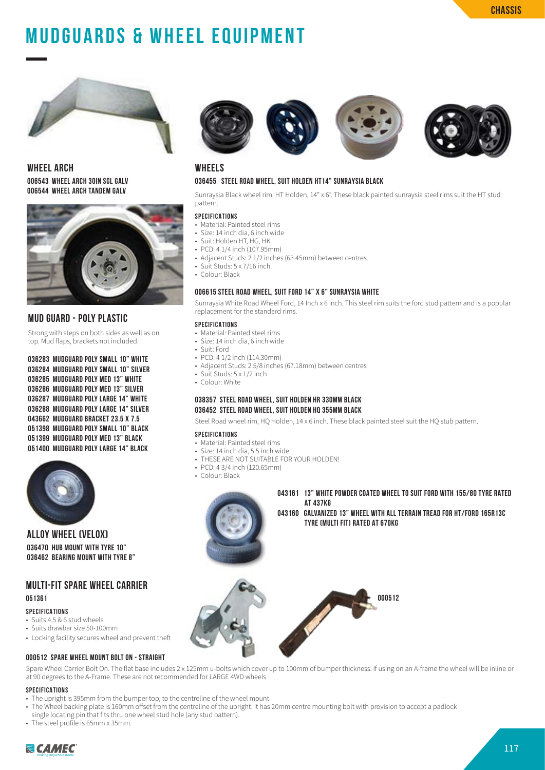# MUDGUARDS & WHEEL EQUIPMENT

## WHEEL ARCH

**006543 WHEEL ARCH 30IN SGL GALV**
**006544 WHEEL ARCH TANDEM GALV**

## MUD GUARD - POLY PLASTIC

Strong with steps on both sides as well as on top. Mud flaps, brackets not included.

**036283 MUDGUARD POLY SMALL 10" WHITE**
**036284 MUDGUARD POLY SMALL 10" SILVER**
**036285 MUDGUARD POLY MED 13" WHITE**
**036286 MUDGUARD POLY MED 13" SILVER**
**036287 MUDGUARD POLY LARGE 14" WHITE**
**036288 MUDGUARD POLY LARGE 14" SILVER**
**043662 MUDGUARD BRACKET 23.5 X 7.5**
**051398 MUDGUARD POLY SMALL 10" BLACK**
**051399 MUDGUARD POLY MED 13" BLACK**
**051400 MUDGUARD POLY LARGE 14" BLACK**

## ALLOY WHEEL (VELOX)

**036470 HUB MOUNT WITH TYRE 10"**
**036462 BEARING MOUNT WITH TYRE 8"**

## MULTI-FIT SPARE WHEEL CARRIER

**051361**

#### SPECIFICATIONS

- Suits 4,5 & 6 stud wheels
- Suits drawbar size 50-100mm
- Locking facility secures wheel and prevent theft

## WHEELS

### 036455 STEEL ROAD WHEEL, SUIT HOLDEN HT14" SUNRAYSIA BLACK

Sunraysia Black wheel rim, HT Holden, 14" x 6". These black painted sunraysia steel rims suit the HT stud pattern.

#### SPECIFICATIONS

- Material: Painted steel rims
- Size: 14 inch dia, 6 inch wide
- Suit: Holden HT, HG, HK
- PCD: 4 1/4 inch (107.95mm)
- Adjacent Studs: 2 1/2 inches (63.45mm) between centres.
- Suit Studs: 5 x 7/16 inch.
- Colour: Black

### 006615 STEEL ROAD WHEEL, SUIT FORD 14" X 6" SUNRAYSIA WHITE

Sunraysia White Road Wheel Ford, 14 Inch x 6 inch. This steel rim suits the ford stud pattern and is a popular replacement for the standard rims.

#### SPECIFICATIONS

- Material: Painted steel rims
- Size: 14 inch dia, 6 inch wide
- Suit: Ford
- PCD: 4 1/2 inch (114.30mm)
- Adjacent Studs: 2 5/8 inches (67.18mm) between centres
- Suit Studs: 5 x 1/2 inch
- Colour: White

### 038357 STEEL ROAD WHEEL, SUIT HOLDEN HR 330MM BLACK
### 036452 STEEL ROAD WHEEL, SUIT HOLDEN HQ 355MM BLACK

Steel Road wheel rim, HQ Holden, 14 x 6 inch. These black painted steel suit the HQ stub pattern.

#### SPECIFICATIONS

- Material: Painted steel rims
- Size: 14 inch dia, 5.5 inch wide
- THESE ARE NOT SUITABLE FOR YOUR HOLDEN!
- PCD: 4 3/4 inch (120.65mm)
- Colour: Black

**043161 13" WHITE POWDER COATED WHEEL TO SUIT FORD WITH 155/80 TYRE RATED AT 437KG**
**043160 GALVANIZED 13" WHEEL WITH ALL TERRAIN TREAD FOR HT/FORD 165R13C TYRE (MULTI FIT) RATED AT 670KG**

**000512**

### 000512 SPARE WHEEL MOUNT BOLT ON - STRAIGHT

Spare Wheel Carrier Bolt On. The flat base includes 2 x 125mm u-bolts which cover up to 100mm of bumper thickness. If using on an A-frame the wheel will be inline or at 90 degrees to the A-Frame. These are not recommended for LARGE 4WD wheels.

#### SPECIFICATIONS

- The upright is 395mm from the bumper top, to the centreline of the wheel mount
- The Wheel backing plate is 160mm offset from the centreline of the upright. It has 20mm centre mounting bolt with provision to accept a padlock single locating pin that fits thru one wheel stud hole (any stud pattern).
- The steel profile is 65mm x 35mm.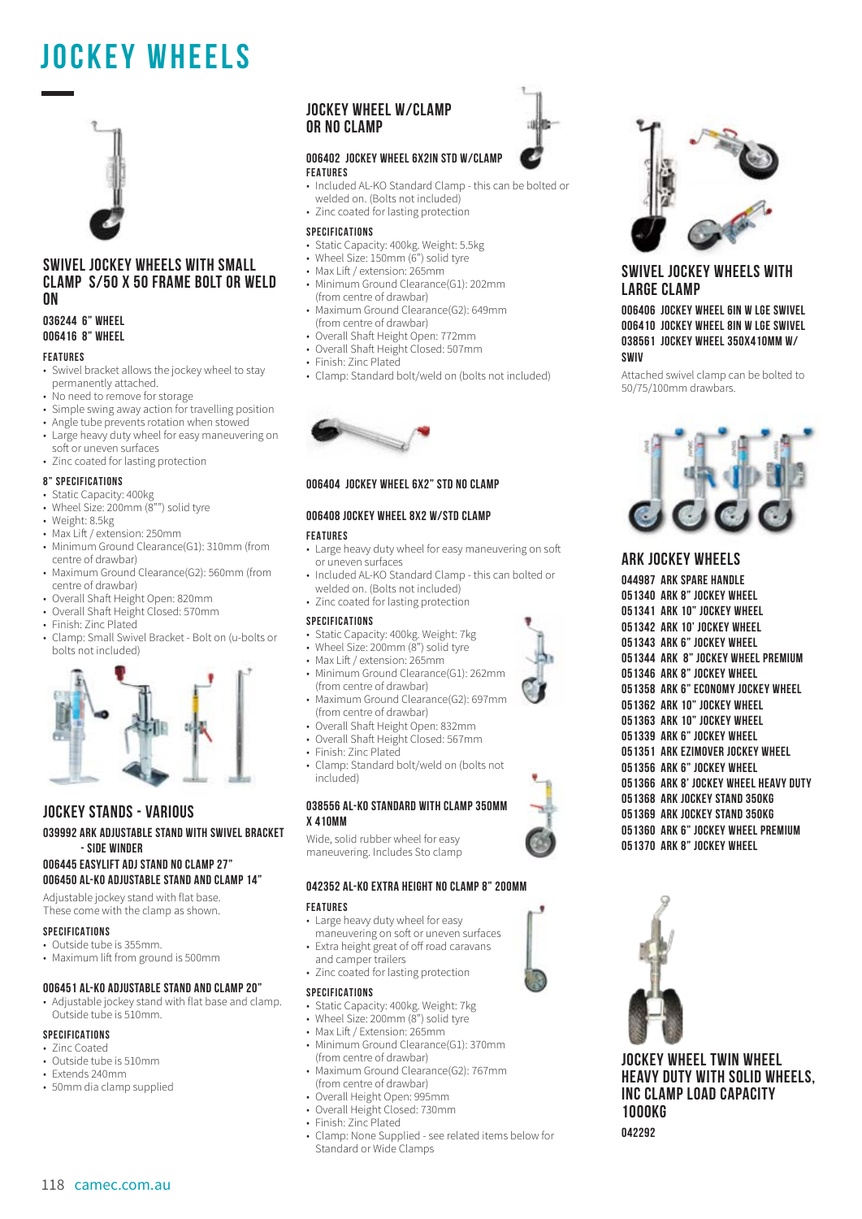# JOCKEY WHEELS

## SWIVEL JOCKEY WHEELS WITH SMALL CLAMP S/50 X 50 FRAME BOLT OR WELD ON

**036244 6" WHEEL**
**006416 8" WHEEL**

### FEATURES

- Swivel bracket allows the jockey wheel to stay permanently attached.
- No need to remove for storage
- Simple swing away action for travelling position
- Angle tube prevents rotation when stowed
- Large heavy duty wheel for easy maneuvering on soft or uneven surfaces
- Zinc coated for lasting protection

### 8" SPECIFICATIONS

- Static Capacity: 400kg
- Wheel Size: 200mm (8"") solid tyre
- Weight: 8.5kg
- Max Lift / extension: 250mm
- Minimum Ground Clearance(G1): 310mm (from centre of drawbar)
- Maximum Ground Clearance(G2): 560mm (from centre of drawbar)
- Overall Shaft Height Open: 820mm
- Overall Shaft Height Closed: 570mm
- Finish: Zinc Plated
- Clamp: Small Swivel Bracket - Bolt on (u-bolts or bolts not included)

## JOCKEY STANDS - VARIOUS

**039992 ARK ADJUSTABLE STAND WITH SWIVEL BRACKET - SIDE WINDER**
**006445 EASYLIFT ADJ STAND NO CLAMP 27"**
**006450 AL-KO ADJUSTABLE STAND AND CLAMP 14"**

Adjustable jockey stand with flat base. These come with the clamp as shown.

### SPECIFICATIONS

- Outside tube is 355mm.
- Maximum lift from ground is 500mm

**006451 AL-KO ADJUSTABLE STAND AND CLAMP 20"**

- Adjustable jockey stand with flat base and clamp. Outside tube is 510mm.

### SPECIFICATIONS

- Zinc Coated
- Outside tube is 510mm
- Extends 240mm
- 50mm dia clamp supplied

## JOCKEY WHEEL W/CLAMP OR NO CLAMP

**006402 JOCKEY WHEEL 6X2IN STD W/CLAMP**

### FEATURES

- Included AL-KO Standard Clamp - this can be bolted or welded on. (Bolts not included)
- Zinc coated for lasting protection

### SPECIFICATIONS

- Static Capacity: 400kg. Weight: 5.5kg
- Wheel Size: 150mm (6") solid tyre
- Max Lift / extension: 265mm
- Minimum Ground Clearance(G1): 202mm (from centre of drawbar)
- Maximum Ground Clearance(G2): 649mm (from centre of drawbar)
- Overall Shaft Height Open: 772mm
- Overall Shaft Height Closed: 507mm
- Finish: Zinc Plated
- Clamp: Standard bolt/weld on (bolts not included)

**006404 JOCKEY WHEEL 6X2" STD NO CLAMP**

**006408 JOCKEY WHEEL 8X2 W/STD CLAMP**

### FEATURES

- Large heavy duty wheel for easy maneuvering on soft or uneven surfaces
- Included AL-KO Standard Clamp - this can bolted or welded on. (Bolts not included)
- Zinc coated for lasting protection

### SPECIFICATIONS

- Static Capacity: 400kg. Weight: 7kg
- Wheel Size: 200mm (8") solid tyre
- Max Lift / extension: 265mm
- Minimum Ground Clearance(G1): 262mm (from centre of drawbar)
- Maximum Ground Clearance(G2): 697mm (from centre of drawbar)
- Overall Shaft Height Open: 832mm
- Overall Shaft Height Closed: 567mm
- Finish: Zinc Plated
- Clamp: Standard bolt/weld on (bolts not included)

**038556 AL-KO STANDARD WITH CLAMP 350MM X 410MM**

Wide, solid rubber wheel for easy maneuvering. Includes Sto clamp

**042352 AL-KO EXTRA HEIGHT NO CLAMP 8" 200MM**

### FEATURES

- Large heavy duty wheel for easy maneuvering on soft or uneven surfaces
- Extra height great of off road caravans and camper trailers
- Zinc coated for lasting protection

### SPECIFICATIONS

- Static Capacity: 400kg. Weight: 7kg
- Wheel Size: 200mm (8") solid tyre
- Max Lift / Extension: 265mm
- Minimum Ground Clearance(G1): 370mm (from centre of drawbar)
- Maximum Ground Clearance(G2): 767mm (from centre of drawbar)
- Overall Height Open: 995mm
- Overall Height Closed: 730mm
- Finish: Zinc Plated
- Clamp: None Supplied - see related items below for Standard or Wide Clamps

## SWIVEL JOCKEY WHEELS WITH LARGE CLAMP

**006406 JOCKEY WHEEL 6IN W LGE SWIVEL**
**006410 JOCKEY WHEEL 8IN W LGE SWIVEL**
**038561 JOCKEY WHEEL 350X410MM W/ SWIV**

Attached swivel clamp can be bolted to 50/75/100mm drawbars.

## ARK JOCKEY WHEELS

**044987 ARK SPARE HANDLE**
**051340 ARK 8" JOCKEY WHEEL**
**051341 ARK 10" JOCKEY WHEEL**
**051342 ARK 10' JOCKEY WHEEL**
**051343 ARK 6" JOCKEY WHEEL**
**051344 ARK 8" JOCKEY WHEEL PREMIUM**
**051346 ARK 8" JOCKEY WHEEL**
**051358 ARK 6" ECONOMY JOCKEY WHEEL**
**051362 ARK 10" JOCKEY WHEEL**
**051363 ARK 10" JOCKEY WHEEL**
**051339 ARK 6" JOCKEY WHEEL**
**051351 ARK EZIMOVER JOCKEY WHEEL**
**051356 ARK 6" JOCKEY WHEEL**
**051366 ARK 8' JOCKEY WHEEL HEAVY DUTY**
**051368 ARK JOCKEY STAND 350KG**
**051369 ARK JOCKEY STAND 350KG**
**051360 ARK 6" JOCKEY WHEEL PREMIUM**
**051370 ARK 8" JOCKEY WHEEL**

## JOCKEY WHEEL TWIN WHEEL HEAVY DUTY WITH SOLID WHEELS, INC CLAMP LOAD CAPACITY 1000KG

**042292**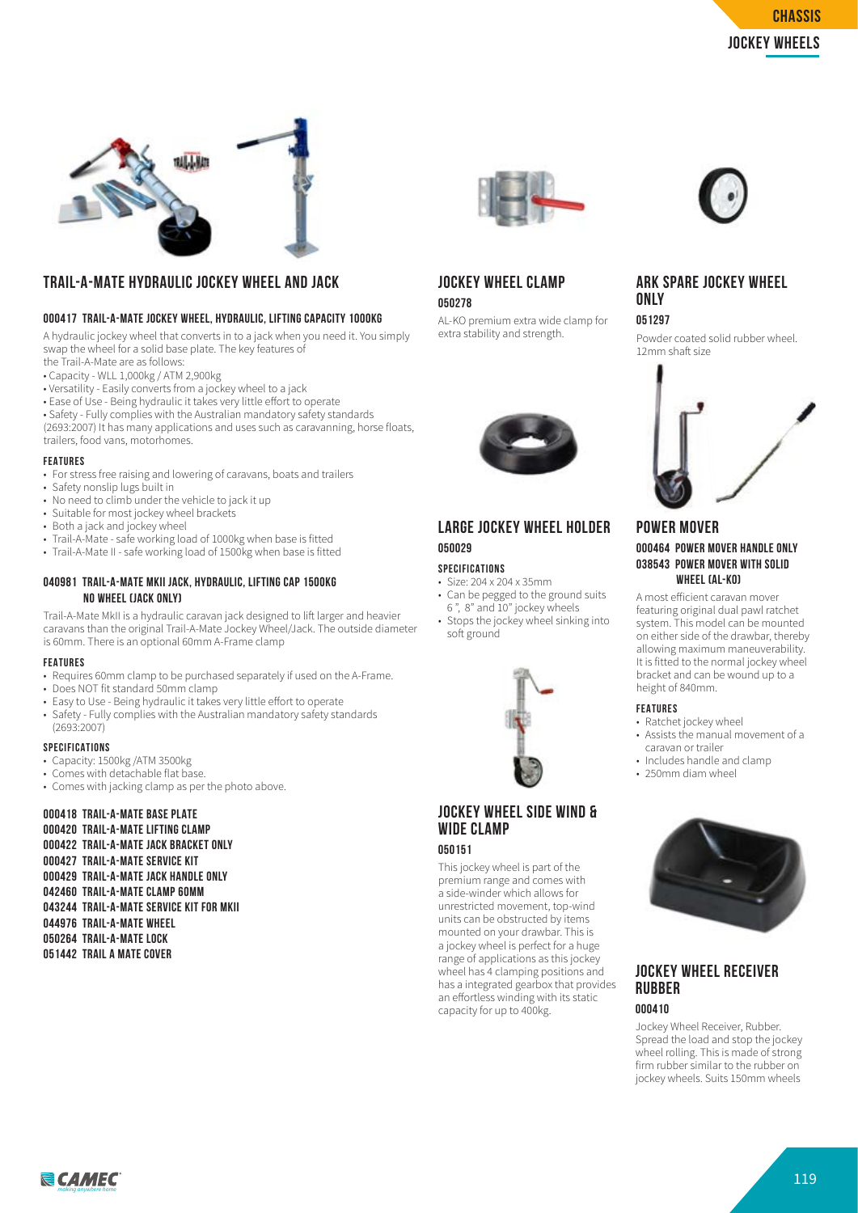## TRAIL-A-MATE HYDRAULIC JOCKEY WHEEL AND JACK

### 000417 TRAIL-A-MATE JOCKEY WHEEL, HYDRAULIC, LIFTING CAPACITY 1000KG

A hydraulic jockey wheel that converts in to a jack when you need it. You simply swap the wheel for a solid base plate. The key features of the Trail-A-Mate are as follows:

• Capacity - WLL 1,000kg / ATM 2,900kg
• Versatility - Easily converts from a jockey wheel to a jack
• Ease of Use - Being hydraulic it takes very little effort to operate
• Safety - Fully complies with the Australian mandatory safety standards (2693:2007) It has many applications and uses such as caravanning, horse floats, trailers, food vans, motorhomes.

#### FEATURES

- For stress free raising and lowering of caravans, boats and trailers
- Safety nonslip lugs built in
- No need to climb under the vehicle to jack it up
- Suitable for most jockey wheel brackets
- Both a jack and jockey wheel
- Trail-A-Mate - safe working load of 1000kg when base is fitted
- Trail-A-Mate II - safe working load of 1500kg when base is fitted

### 040981 TRAIL-A-MATE MKII JACK, HYDRAULIC, LIFTING CAP 1500KG NO WHEEL (JACK ONLY)

Trail-A-Mate MkII is a hydraulic caravan jack designed to lift larger and heavier caravans than the original Trail-A-Mate Jockey Wheel/Jack. The outside diameter is 60mm. There is an optional 60mm A-Frame clamp

#### FEATURES

- Requires 60mm clamp to be purchased separately if used on the A-Frame.
- Does NOT fit standard 50mm clamp
- Easy to Use - Being hydraulic it takes very little effort to operate
- Safety - Fully complies with the Australian mandatory safety standards (2693:2007)

#### SPECIFICATIONS

- Capacity: 1500kg /ATM 3500kg
- Comes with detachable flat base.
- Comes with jacking clamp as per the photo above.

**000418 TRAIL-A-MATE BASE PLATE**
**000420 TRAIL-A-MATE LIFTING CLAMP**
**000422 TRAIL-A-MATE JACK BRACKET ONLY**
**000427 TRAIL-A-MATE SERVICE KIT**
**000429 TRAIL-A-MATE JACK HANDLE ONLY**
**042460 TRAIL-A-MATE CLAMP 60MM**
**043244 TRAIL-A-MATE SERVICE KIT FOR MKII**
**044976 TRAIL-A-MATE WHEEL**
**050264 TRAIL-A-MATE LOCK**
**051442 TRAIL A MATE COVER**

## JOCKEY WHEEL CLAMP

### 050278

AL-KO premium extra wide clamp for extra stability and strength.

## LARGE JOCKEY WHEEL HOLDER

### 050029

#### SPECIFICATIONS

- Size: 204 x 204 x 35mm
- Can be pegged to the ground suits 6 ", 8" and 10" jockey wheels
- Stops the jockey wheel sinking into soft ground

## JOCKEY WHEEL SIDE WIND & WIDE CLAMP

### 050151

This jockey wheel is part of the premium range and comes with a side-winder which allows for unrestricted movement, top-wind units can be obstructed by items mounted on your drawbar. This is a jockey wheel is perfect for a huge range of applications as this jockey wheel has 4 clamping positions and has a integrated gearbox that provides an effortless winding with its static capacity for up to 400kg.

## ARK SPARE JOCKEY WHEEL ONLY

### 051297

Powder coated solid rubber wheel. 12mm shaft size

## POWER MOVER

### 000464 POWER MOVER HANDLE ONLY
### 038543 POWER MOVER WITH SOLID WHEEL (AL-KO)

A most efficient caravan mover featuring original dual pawl ratchet system. This model can be mounted on either side of the drawbar, thereby allowing maximum maneuverability. It is fitted to the normal jockey wheel bracket and can be wound up to a height of 840mm.

#### FEATURES

- Ratchet jockey wheel
- Assists the manual movement of a caravan or trailer
- Includes handle and clamp
- 250mm diam wheel

## JOCKEY WHEEL RECEIVER RUBBER

### 000410

Jockey Wheel Receiver, Rubber. Spread the load and stop the jockey wheel rolling. This is made of strong firm rubber similar to the rubber on jockey wheels. Suits 150mm wheels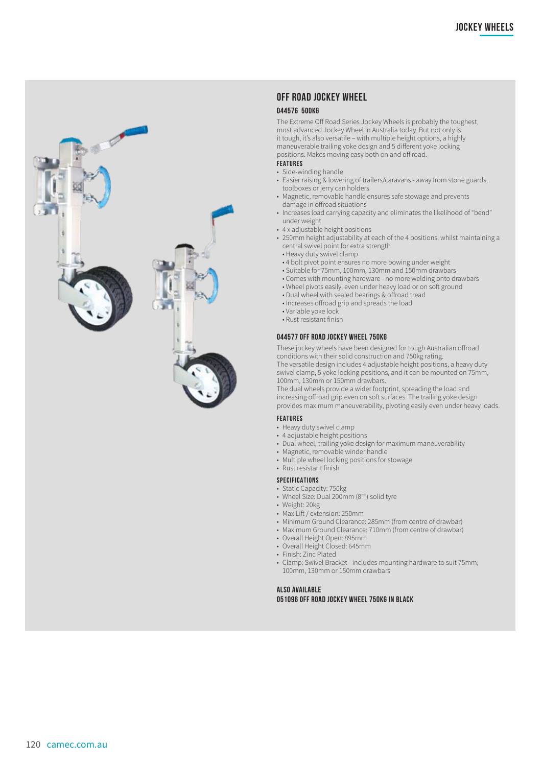## OFF ROAD JOCKEY WHEEL

### 044576 500KG

The Extreme Off Road Series Jockey Wheels is probably the toughest, most advanced Jockey Wheel in Australia today. But not only is it tough, it's also versatile – with multiple height options, a highly maneuverable trailing yoke design and 5 different yoke locking positions. Makes moving easy both on and off road.

**FEATURES**

- Side-winding handle
- Easier raising & lowering of trailers/caravans - away from stone guards, toolboxes or jerry can holders
- Magnetic, removable handle ensures safe stowage and prevents damage in offroad situations
- Increases load carrying capacity and eliminates the likelihood of "bend" under weight
- 4 x adjustable height positions
- 250mm height adjustability at each of the 4 positions, whilst maintaining a central swivel point for extra strength
- Heavy duty swivel clamp
- 4 bolt pivot point ensures no more bowing under weight
- Suitable for 75mm, 100mm, 130mm and 150mm drawbars
- Comes with mounting hardware - no more welding onto drawbars
- Wheel pivots easily, even under heavy load or on soft ground
- Dual wheel with sealed bearings & offroad tread
- Increases offroad grip and spreads the load
- Variable yoke lock
- Rust resistant finish

### 044577 OFF ROAD JOCKEY WHEEL 750KG

These jockey wheels have been designed for tough Australian offroad conditions with their solid construction and 750kg rating.

The versatile design includes 4 adjustable height positions, a heavy duty swivel clamp, 5 yoke locking positions, and it can be mounted on 75mm, 100mm, 130mm or 150mm drawbars.

The dual wheels provide a wider footprint, spreading the load and increasing offroad grip even on soft surfaces. The trailing yoke design provides maximum maneuverability, pivoting easily even under heavy loads.

**FEATURES**

- Heavy duty swivel clamp
- 4 adjustable height positions
- Dual wheel, trailing yoke design for maximum maneuverability
- Magnetic, removable winder handle
- Multiple wheel locking positions for stowage
- Rust resistant finish

**SPECIFICATIONS**

- Static Capacity: 750kg
- Wheel Size: Dual 200mm (8"") solid tyre
- Weight: 20kg
- Max Lift / extension: 250mm
- Minimum Ground Clearance: 285mm (from centre of drawbar)
- Maximum Ground Clearance: 710mm (from centre of drawbar)
- Overall Height Open: 895mm
- Overall Height Closed: 645mm
- Finish: Zinc Plated
- Clamp: Swivel Bracket - includes mounting hardware to suit 75mm, 100mm, 130mm or 150mm drawbars

**ALSO AVAILABLE**

**051096 OFF ROAD JOCKEY WHEEL 750KG IN BLACK**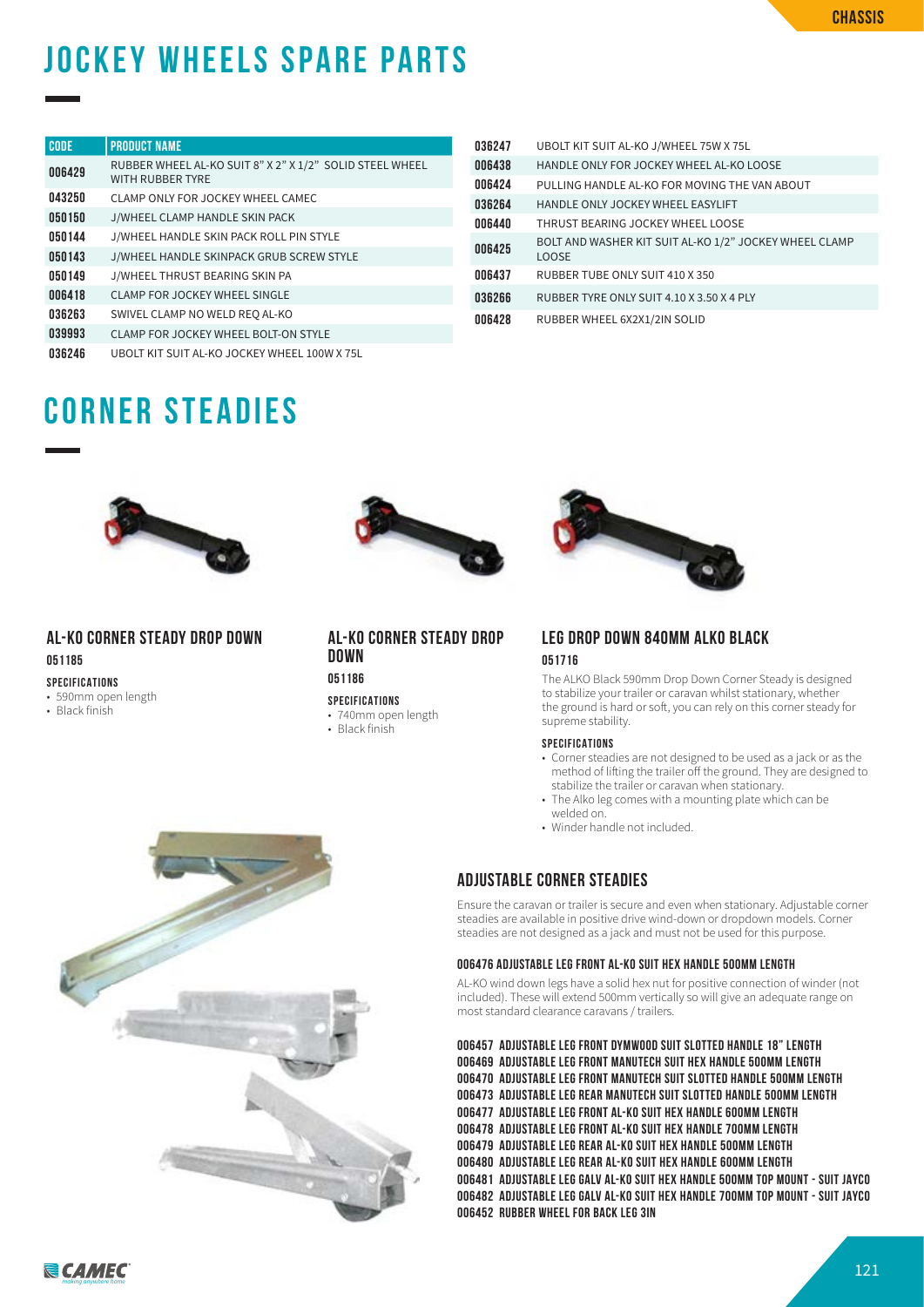# JOCKEY WHEELS SPARE PARTS

| CODE | PRODUCT NAME |
|---|---|
| 006429 | RUBBER WHEEL AL-KO SUIT 8" X 2" X 1/2" SOLID STEEL WHEEL WITH RUBBER TYRE |
| 043250 | CLAMP ONLY FOR JOCKEY WHEEL CAMEC |
| 050150 | J/WHEEL CLAMP HANDLE SKIN PACK |
| 050144 | J/WHEEL HANDLE SKIN PACK ROLL PIN STYLE |
| 050143 | J/WHEEL HANDLE SKINPACK GRUB SCREW STYLE |
| 050149 | J/WHEEL THRUST BEARING SKIN PA |
| 006418 | CLAMP FOR JOCKEY WHEEL SINGLE |
| 036263 | SWIVEL CLAMP NO WELD REQ AL-KO |
| 039993 | CLAMP FOR JOCKEY WHEEL BOLT-ON STYLE |
| 036246 | UBOLT KIT SUIT AL-KO JOCKEY WHEEL 100W X 75L |
| 036247 | UBOLT KIT SUIT AL-KO J/WHEEL 75W X 75L |
| 006438 | HANDLE ONLY FOR JOCKEY WHEEL AL-KO LOOSE |
| 006424 | PULLING HANDLE AL-KO FOR MOVING THE VAN ABOUT |
| 036264 | HANDLE ONLY JOCKEY WHEEL EASYLIFT |
| 006440 | THRUST BEARING JOCKEY WHEEL LOOSE |
| 006425 | BOLT AND WASHER KIT SUIT AL-KO 1/2" JOCKEY WHEEL CLAMP LOOSE |
| 006437 | RUBBER TUBE ONLY SUIT 410 X 350 |
| 036266 | RUBBER TYRE ONLY SUIT 4.10 X 3.50 X 4 PLY |
| 006428 | RUBBER WHEEL 6X2X1/2IN SOLID |

# CORNER STEADIES

## AL-KO CORNER STEADY DROP DOWN

**051185**

**SPECIFICATIONS**

- 590mm open length
- Black finish

## AL-KO CORNER STEADY DROP DOWN

**051186**

**SPECIFICATIONS**

- 740mm open length
- Black finish

## LEG DROP DOWN 840MM ALKO BLACK

**051716**

The ALKO Black 590mm Drop Down Corner Steady is designed to stabilize your trailer or caravan whilst stationary, whether the ground is hard or soft, you can rely on this corner steady for supreme stability.

**SPECIFICATIONS**

- Corner steadies are not designed to be used as a jack or as the method of lifting the trailer off the ground. They are designed to stabilize the trailer or caravan when stationary.
- The Alko leg comes with a mounting plate which can be welded on.
- Winder handle not included.

## ADJUSTABLE CORNER STEADIES

Ensure the caravan or trailer is secure and even when stationary. Adjustable corner steadies are available in positive drive wind-down or dropdown models. Corner steadies are not designed as a jack and must not be used for this purpose.

**006476 ADJUSTABLE LEG FRONT AL-KO SUIT HEX HANDLE 500MM LENGTH**

AL-KO wind down legs have a solid hex nut for positive connection of winder (not included). These will extend 500mm vertically so will give an adequate range on most standard clearance caravans / trailers.

**006457 ADJUSTABLE LEG FRONT DYMWOOD SUIT SLOTTED HANDLE 18" LENGTH**
**006469 ADJUSTABLE LEG FRONT MANUTECH SUIT HEX HANDLE 500MM LENGTH**
**006470 ADJUSTABLE LEG FRONT MANUTECH SUIT SLOTTED HANDLE 500MM LENGTH**
**006473 ADJUSTABLE LEG REAR MANUTECH SUIT SLOTTED HANDLE 500MM LENGTH**
**006477 ADJUSTABLE LEG FRONT AL-KO SUIT HEX HANDLE 600MM LENGTH**
**006478 ADJUSTABLE LEG FRONT AL-KO SUIT HEX HANDLE 700MM LENGTH**
**006479 ADJUSTABLE LEG REAR AL-KO SUIT HEX HANDLE 500MM LENGTH**
**006480 ADJUSTABLE LEG REAR AL-KO SUIT HEX HANDLE 600MM LENGTH**
**006481 ADJUSTABLE LEG GALV AL-KO SUIT HEX HANDLE 500MM TOP MOUNT - SUIT JAYCO**
**006482 ADJUSTABLE LEG GALV AL-KO SUIT HEX HANDLE 700MM TOP MOUNT - SUIT JAYCO**
**006452 RUBBER WHEEL FOR BACK LEG 3IN**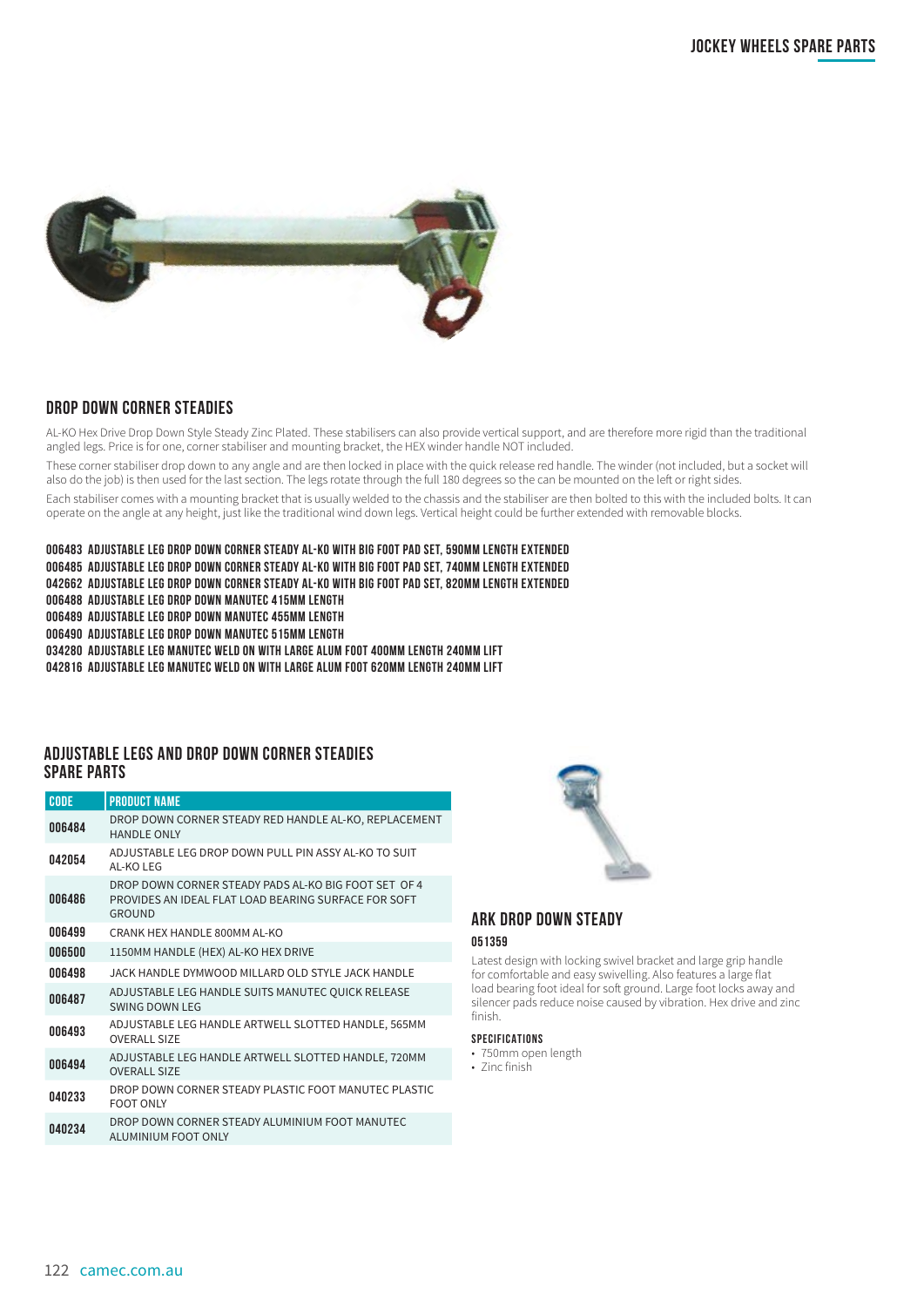## DROP DOWN CORNER STEADIES

AL-KO Hex Drive Drop Down Style Steady Zinc Plated. These stabilisers can also provide vertical support, and are therefore more rigid than the traditional angled legs. Price is for one, corner stabiliser and mounting bracket, the HEX winder handle NOT included.

These corner stabiliser drop down to any angle and are then locked in place with the quick release red handle. The winder (not included, but a socket will also do the job) is then used for the last section. The legs rotate through the full 180 degrees so the can be mounted on the left or right sides.

Each stabiliser comes with a mounting bracket that is usually welded to the chassis and the stabiliser are then bolted to this with the included bolts. It can operate on the angle at any height, just like the traditional wind down legs. Vertical height could be further extended with removable blocks.

**006483 ADJUSTABLE LEG DROP DOWN CORNER STEADY AL-KO WITH BIG FOOT PAD SET, 590MM LENGTH EXTENDED**
**006485 ADJUSTABLE LEG DROP DOWN CORNER STEADY AL-KO WITH BIG FOOT PAD SET, 740MM LENGTH EXTENDED**
**042662 ADJUSTABLE LEG DROP DOWN CORNER STEADY AL-KO WITH BIG FOOT PAD SET, 820MM LENGTH EXTENDED**
**006488 ADJUSTABLE LEG DROP DOWN MANUTEC 415MM LENGTH**
**006489 ADJUSTABLE LEG DROP DOWN MANUTEC 455MM LENGTH**
**006490 ADJUSTABLE LEG DROP DOWN MANUTEC 515MM LENGTH**
**034280 ADJUSTABLE LEG MANUTEC WELD ON WITH LARGE ALUM FOOT 400MM LENGTH 240MM LIFT**
**042816 ADJUSTABLE LEG MANUTEC WELD ON WITH LARGE ALUM FOOT 620MM LENGTH 240MM LIFT**

## ADJUSTABLE LEGS AND DROP DOWN CORNER STEADIES SPARE PARTS

| CODE | PRODUCT NAME |
|---|---|
| 006484 | DROP DOWN CORNER STEADY RED HANDLE AL-KO, REPLACEMENT HANDLE ONLY |
| 042054 | ADJUSTABLE LEG DROP DOWN PULL PIN ASSY AL-KO TO SUIT AL-KO LEG |
| 006486 | DROP DOWN CORNER STEADY PADS AL-KO BIG FOOT SET OF 4 PROVIDES AN IDEAL FLAT LOAD BEARING SURFACE FOR SOFT GROUND |
| 006499 | CRANK HEX HANDLE 800MM AL-KO |
| 006500 | 1150MM HANDLE (HEX) AL-KO HEX DRIVE |
| 006498 | JACK HANDLE DYMWOOD MILLARD OLD STYLE JACK HANDLE |
| 006487 | ADJUSTABLE LEG HANDLE SUITS MANUTEC QUICK RELEASE SWING DOWN LEG |
| 006493 | ADJUSTABLE LEG HANDLE ARTWELL SLOTTED HANDLE, 565MM OVERALL SIZE |
| 006494 | ADJUSTABLE LEG HANDLE ARTWELL SLOTTED HANDLE, 720MM OVERALL SIZE |
| 040233 | DROP DOWN CORNER STEADY PLASTIC FOOT MANUTEC PLASTIC FOOT ONLY |
| 040234 | DROP DOWN CORNER STEADY ALUMINIUM FOOT MANUTEC ALUMINIUM FOOT ONLY |

## ARK DROP DOWN STEADY

**051359**

Latest design with locking swivel bracket and large grip handle for comfortable and easy swivelling. Also features a large flat load bearing foot ideal for soft ground. Large foot locks away and silencer pads reduce noise caused by vibration. Hex drive and zinc finish.

### SPECIFICATIONS

- 750mm open length
- Zinc finish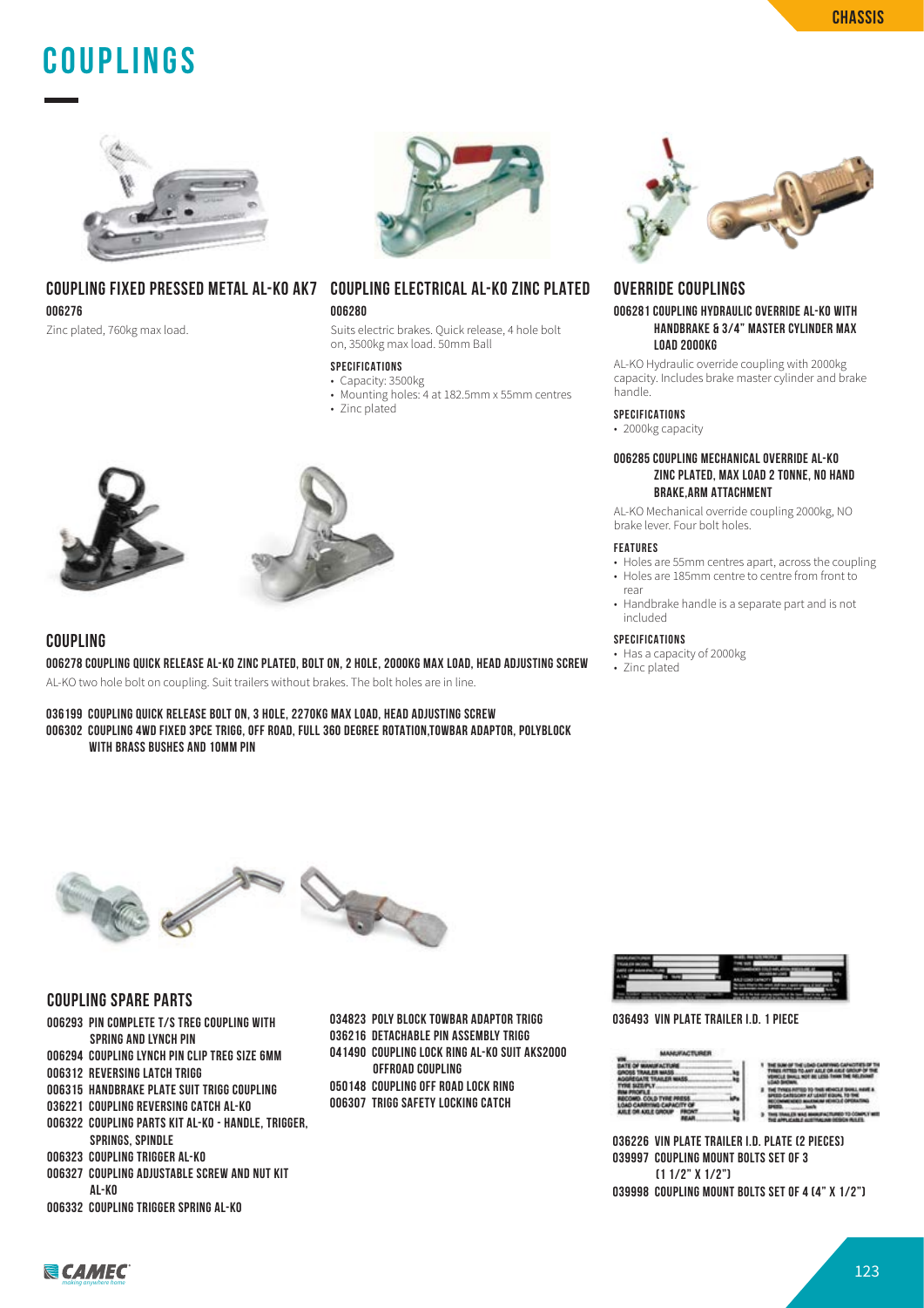# COUPLINGS

### COUPLING FIXED PRESSED METAL AL-KO AK7

**006276**

Zinc plated, 760kg max load.

### COUPLING ELECTRICAL AL-KO ZINC PLATED

**006280**

Suits electric brakes. Quick release, 4 hole bolt on, 3500kg max load. 50mm Ball

**SPECIFICATIONS**

- Capacity: 3500kg
- Mounting holes: 4 at 182.5mm x 55mm centres
- Zinc plated

### OVERRIDE COUPLINGS

**006281 COUPLING HYDRAULIC OVERRIDE AL-KO WITH HANDBRAKE & 3/4" MASTER CYLINDER MAX LOAD 2000KG**

AL-KO Hydraulic override coupling with 2000kg capacity. Includes brake master cylinder and brake handle.

**SPECIFICATIONS**

- 2000kg capacity

**006285 COUPLING MECHANICAL OVERRIDE AL-KO ZINC PLATED, MAX LOAD 2 TONNE, NO HAND BRAKE,ARM ATTACHMENT**

AL-KO Mechanical override coupling 2000kg, NO brake lever. Four bolt holes.

**FEATURES**

- Holes are 55mm centres apart, across the coupling
- Holes are 185mm centre to centre from front to rear
- Handbrake handle is a separate part and is not included

**SPECIFICATIONS**

- Has a capacity of 2000kg
- Zinc plated

### COUPLING

**006278 COUPLING QUICK RELEASE AL-KO ZINC PLATED, BOLT ON, 2 HOLE, 2000KG MAX LOAD, HEAD ADJUSTING SCREW**

AL-KO two hole bolt on coupling. Suit trailers without brakes. The bolt holes are in line.

**036199 COUPLING QUICK RELEASE BOLT ON, 3 HOLE, 2270KG MAX LOAD, HEAD ADJUSTING SCREW**
**006302 COUPLING 4WD FIXED 3PCE TRIGG, OFF ROAD, FULL 360 DEGREE ROTATION,TOWBAR ADAPTOR, POLYBLOCK WITH BRASS BUSHES AND 10MM PIN**

### COUPLING SPARE PARTS

- **006293 PIN COMPLETE T/S TREG COUPLING WITH SPRING AND LYNCH PIN**
- **006294 COUPLING LYNCH PIN CLIP TREG SIZE 6MM**
- **006312 REVERSING LATCH TRIGG**
- **006315 HANDBRAKE PLATE SUIT TRIGG COUPLING**
- **036221 COUPLING REVERSING CATCH AL-KO**
- **006322 COUPLING PARTS KIT AL-KO - HANDLE, TRIGGER, SPRINGS, SPINDLE**
- **006323 COUPLING TRIGGER AL-KO**
- **006327 COUPLING ADJUSTABLE SCREW AND NUT KIT AL-KO**
- **006332 COUPLING TRIGGER SPRING AL-KO**
- **034823 POLY BLOCK TOWBAR ADAPTOR TRIGG**
- **036216 DETACHABLE PIN ASSEMBLY TRIGG**
- **041490 COUPLING LOCK RING AL-KO SUIT AKS2000 OFFROAD COUPLING**
- **050148 COUPLING OFF ROAD LOCK RING**
- **006307 TRIGG SAFETY LOCKING CATCH**

**036493 VIN PLATE TRAILER I.D. 1 PIECE**

**036226 VIN PLATE TRAILER I.D. PLATE (2 PIECES)**
**039997 COUPLING MOUNT BOLTS SET OF 3 (1 1/2" X 1/2")**
**039998 COUPLING MOUNT BOLTS SET OF 4 (4" X 1/2")**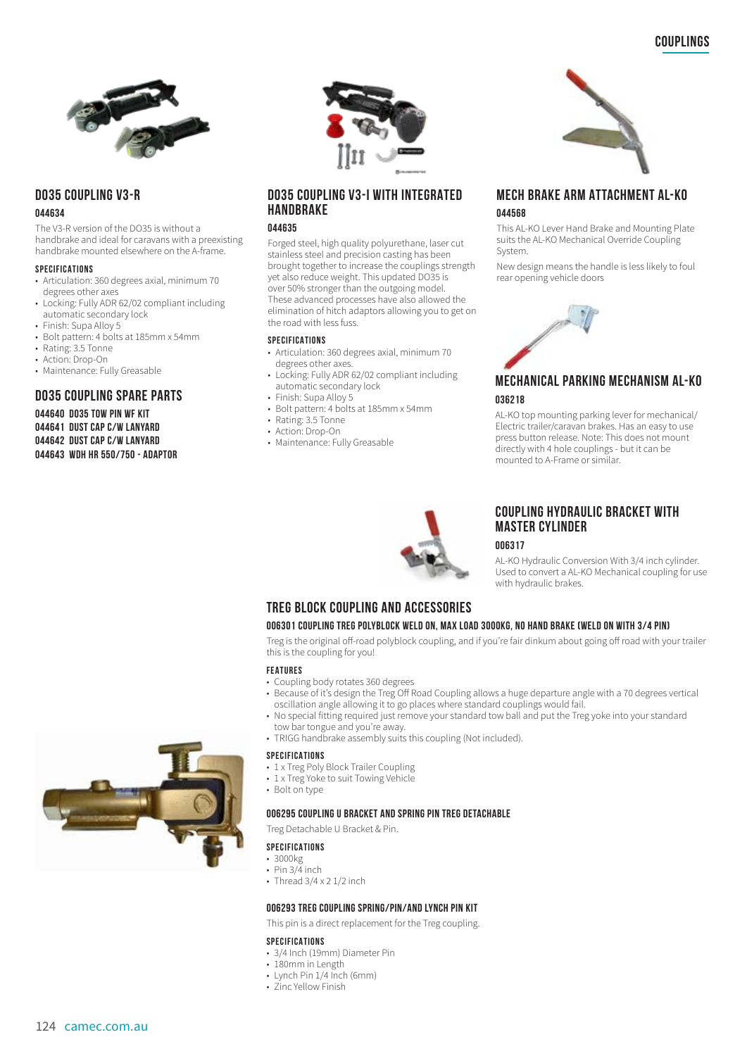## DO35 COUPLING V3-R

**044634**

The V3-R version of the DO35 is without a handbrake and ideal for caravans with a preexisting handbrake mounted elsewhere on the A-frame.

#### SPECIFICATIONS

- Articulation: 360 degrees axial, minimum 70 degrees other axes
- Locking: Fully ADR 62/02 compliant including automatic secondary lock
- Finish: Supa Alloy 5
- Bolt pattern: 4 bolts at 185mm x 54mm
- Rating: 3.5 Tonne
- Action: Drop-On
- Maintenance: Fully Greasable

## DO35 COUPLING SPARE PARTS

**044640 DO35 TOW PIN WF KIT**
**044641 DUST CAP C/W LANYARD**
**044642 DUST CAP C/W LANYARD**
**044643 WDH HR 550/750 - ADAPTOR**

## DO35 COUPLING V3-I WITH INTEGRATED HANDBRAKE

**044635**

Forged steel, high quality polyurethane, laser cut stainless steel and precision casting has been brought together to increase the couplings strength yet also reduce weight. This updated DO35 is over 50% stronger than the outgoing model. These advanced processes have also allowed the elimination of hitch adaptors allowing you to get on the road with less fuss.

#### SPECIFICATIONS

- Articulation: 360 degrees axial, minimum 70 degrees other axes.
- Locking: Fully ADR 62/02 compliant including automatic secondary lock
- Finish: Supa Alloy 5
- Bolt pattern: 4 bolts at 185mm x 54mm
- Rating: 3.5 Tonne
- Action: Drop-On
- Maintenance: Fully Greasable

## MECH BRAKE ARM ATTACHMENT AL-KO

**044568**

This AL-KO Lever Hand Brake and Mounting Plate suits the AL-KO Mechanical Override Coupling System.

New design means the handle is less likely to foul rear opening vehicle doors

## MECHANICAL PARKING MECHANISM AL-KO

**036218**

AL-KO top mounting parking lever for mechanical/ Electric trailer/caravan brakes. Has an easy to use press button release. Note: This does not mount directly with 4 hole couplings - but it can be mounted to A-Frame or similar.

## COUPLING HYDRAULIC BRACKET WITH MASTER CYLINDER

**006317**

AL-KO Hydraulic Conversion With 3/4 inch cylinder. Used to convert a AL-KO Mechanical coupling for use with hydraulic brakes.

## TREG BLOCK COUPLING AND ACCESSORIES

### 006301 COUPLING TREG POLYBLOCK WELD ON, MAX LOAD 3000KG, NO HAND BRAKE (WELD ON WITH 3/4 PIN)

Treg is the original off-road polyblock coupling, and if you're fair dinkum about going off road with your trailer this is the coupling for you!

#### FEATURES

- Coupling body rotates 360 degrees
- Because of it's design the Treg Off Road Coupling allows a huge departure angle with a 70 degrees vertical oscillation angle allowing it to go places where standard couplings would fail.
- No special fitting required just remove your standard tow ball and put the Treg yoke into your standard tow bar tongue and you're away.
- TRIGG handbrake assembly suits this coupling (Not included).

#### SPECIFICATIONS

- 1 x Treg Poly Block Trailer Coupling
- 1 x Treg Yoke to suit Towing Vehicle
- Bolt on type

### 006295 COUPLING U BRACKET AND SPRING PIN TREG DETACHABLE

Treg Detachable U Bracket & Pin.

#### SPECIFICATIONS

- 3000kg
- Pin 3/4 inch
- Thread 3/4 x 2 1/2 inch

### 006293 TREG COUPLING SPRING/PIN/AND LYNCH PIN KIT

This pin is a direct replacement for the Treg coupling.

#### SPECIFICATIONS

- 3/4 Inch (19mm) Diameter Pin
- 180mm in Length
- Lynch Pin 1/4 Inch (6mm)
- Zinc Yellow Finish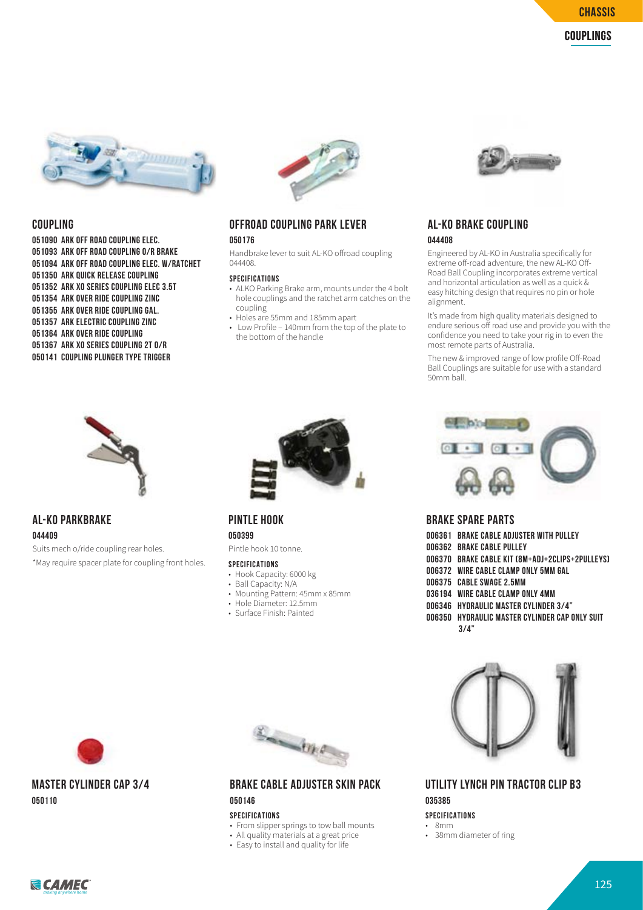## COUPLING

- 051090 ARK OFF ROAD COUPLING ELEC.
- 051093 ARK OFF ROAD COUPLING O/R BRAKE
- 051094 ARK OFF ROAD COUPLING ELEC. W/RATCHET
- 051350 ARK QUICK RELEASE COUPLING
- 051352 ARK XO SERIES COUPLING ELEC 3.5T
- 051354 ARK OVER RIDE COUPLING ZINC
- 051355 ARK OVER RIDE COUPLING GAL.
- 051357 ARK ELECTRIC COUPLING ZINC
- 051364 ARK OVER RIDE COUPLING
- 051367 ARK XO SERIES COUPLING 2T O/R
- 050141 COUPLING PLUNGER TYPE TRIGGER

## OFFROAD COUPLING PARK LEVER

**050176**

Handbrake lever to suit AL-KO offroad coupling 044408.

**SPECIFICATIONS**

- ALKO Parking Brake arm, mounts under the 4 bolt hole couplings and the ratchet arm catches on the coupling
- Holes are 55mm and 185mm apart
- Low Profile – 140mm from the top of the plate to the bottom of the handle

## AL-KO BRAKE COUPLING

**044408**

Engineered by AL-KO in Australia specifically for extreme off-road adventure, the new AL-KO Off-Road Ball Coupling incorporates extreme vertical and horizontal articulation as well as a quick & easy hitching design that requires no pin or hole alignment.

It's made from high quality materials designed to endure serious off road use and provide you with the confidence you need to take your rig in to even the most remote parts of Australia.

The new & improved range of low profile Off-Road Ball Couplings are suitable for use with a standard 50mm ball.

## AL-KO PARKBRAKE

**044409**

Suits mech o/ride coupling rear holes.

*May require spacer plate for coupling front holes.

## PINTLE HOOK

**050399**

Pintle hook 10 tonne.

**SPECIFICATIONS**

- Hook Capacity: 6000 kg
- Ball Capacity: N/A
- Mounting Pattern: 45mm x 85mm
- Hole Diameter: 12.5mm
- Surface Finish: Painted

## BRAKE SPARE PARTS

- 006361 BRAKE CABLE ADJUSTER WITH PULLEY
- 006362 BRAKE CABLE PULLEY
- 006370 BRAKE CABLE KIT (8M+ADJ+2CLIPS+2PULLEYS)
- 006372 WIRE CABLE CLAMP ONLY 5MM GAL
- 006375 CABLE SWAGE 2.5MM
- 036194 WIRE CABLE CLAMP ONLY 4MM
- 006346 HYDRAULIC MASTER CYLINDER 3/4"
- 006350 HYDRAULIC MASTER CYLINDER CAP ONLY SUIT 3/4"

## MASTER CYLINDER CAP 3/4

**050110**

## BRAKE CABLE ADJUSTER SKIN PACK

**050146**

**SPECIFICATIONS**

- From slipper springs to tow ball mounts
- All quality materials at a great price
- Easy to install and quality for life

## UTILITY LYNCH PIN TRACTOR CLIP B3

**035385**

**SPECIFICATIONS**

- 8mm
- 38mm diameter of ring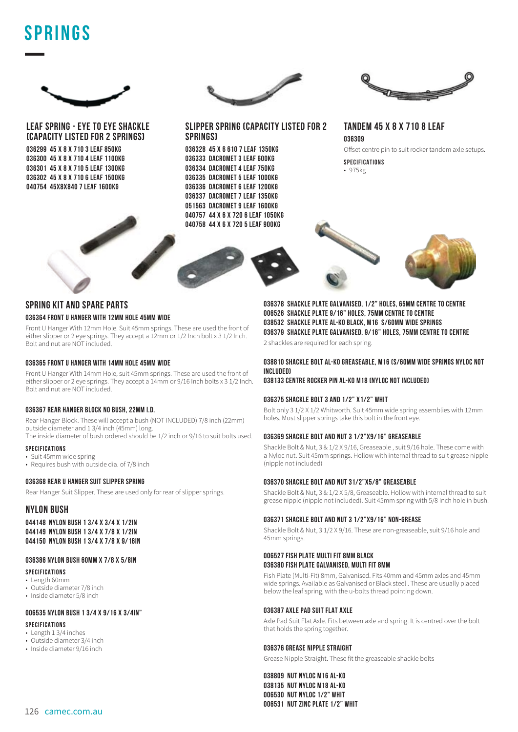# SPRINGS

### LEAF SPRING - EYE TO EYE SHACKLE (CAPACITY LISTED FOR 2 SPRINGS)

**036299 45 X 8 X 710 3 LEAF 850KG**
**036300 45 X 8 X 710 4 LEAF 1100KG**
**036301 45 X 8 X 710 5 LEAF 1300KG**
**036302 45 X 8 X 710 6 LEAF 1500KG**
**040754 45X8X840 7 LEAF 1600KG**

### SLIPPER SPRING (CAPACITY LISTED FOR 2 SPRINGS)

**036328 45 X 6 610 7 LEAF 1350KG**
**036333 DACROMET 3 LEAF 600KG**
**036334 DACROMET 4 LEAF 750KG**
**036335 DACROMET 5 LEAF 1000KG**
**036336 DACROMET 6 LEAF 1200KG**
**036337 DACROMET 7 LEAF 1350KG**
**051563 DACROMET 9 LEAF 1600KG**
**040757 44 X 6 X 720 6 LEAF 1050KG**
**040758 44 X 6 X 720 5 LEAF 900KG**

### TANDEM 45 X 8 X 710 8 LEAF

**036309**

Offset centre pin to suit rocker tandem axle setups.

**SPECIFICATIONS**

- 975kg

## SPRING KIT AND SPARE PARTS

#### 036364 FRONT U HANGER WITH 12MM HOLE 45MM WIDE

Front U Hanger With 12mm Hole. Suit 45mm springs. These are used the front of either slipper or 2 eye springs. They accept a 12mm or 1/2 Inch bolt x 3 1/2 Inch. Bolt and nut are NOT included.

#### 036365 FRONT U HANGER WITH 14MM HOLE 45MM WIDE

Front U Hanger With 14mm Hole, suit 45mm springs. These are used the front of either slipper or 2 eye springs. They accept a 14mm or 9/16 Inch bolts x 3 1/2 Inch. Bolt and nut are NOT included.

#### 036367 REAR HANGER BLOCK NO BUSH, 22MM I.D.

Rear Hanger Block. These will accept a bush (NOT INCLUDED) 7/8 inch (22mm) outside diameter and 1 3/4 inch (45mm) long.
The inside diameter of bush ordered should be 1/2 inch or 9/16 to suit bolts used.

**SPECIFICATIONS**

- Suit 45mm wide spring
- Requires bush with outside dia. of 7/8 inch

#### 036368 REAR U HANGER SUIT SLIPPER SPRING

Rear Hanger Suit Slipper. These are used only for rear of slipper springs.

## NYLON BUSH

**044148 NYLON BUSH 1 3/4 X 3/4 X 1/2IN**
**044149 NYLON BUSH 1 3/4 X 7/8 X 1/2IN**
**044150 NYLON BUSH 1 3/4 X 7/8 X 9/16IN**

#### 036386 NYLON BUSH 60MM X 7/8 X 5/8IN

**SPECIFICATIONS**

- Length 60mm
- Outside diameter 7/8 inch
- Inside diameter 5/8 inch

#### 006535 NYLON BUSH 1 3/4 X 9/16 X 3/4IN"

**SPECIFICATIONS**

- Length 1 3/4 inches
- Outside diameter 3/4 inch
- Inside diameter 9/16 inch

**036378 SHACKLE PLATE GALVANISED, 1/2" HOLES, 65MM CENTRE TO CENTRE**
**006526 SHACKLE PLATE 9/16" HOLES, 75MM CENTRE TO CENTRE**
**038532 SHACKLE PLATE AL-KO BLACK, M16 S/60MM WIDE SPRINGS**
**036379 SHACKLE PLATE GALVANISED, 9/16" HOLES, 75MM CENTRE TO CENTRE**

2 shackles are required for each spring.

**038810 SHACKLE BOLT AL-KO GREASEABLE, M16 (S/60MM WIDE SPRINGS NYLOC NOT INCLUDED)**
**038133 CENTRE ROCKER PIN AL-KO M18 (NYLOC NOT INCLUDED)**

#### 036375 SHACKLE BOLT 3 AND 1/2" X1/2" WHIT

Bolt only 3 1/2 X 1/2 Whitworth. Suit 45mm wide spring assemblies with 12mm holes. Most slipper springs take this bolt in the front eye.

#### 036369 SHACKLE BOLT AND NUT 3 1/2"X9/16" GREASEABLE

Shackle Bolt & Nut, 3 & 1/2 X 9/16, Greaseable , suit 9/16 hole. These come with a Nyloc nut. Suit 45mm springs. Hollow with internal thread to suit grease nipple (nipple not included)

#### 036370 SHACKLE BOLT AND NUT 31/2"X5/8" GREASEABLE

Shackle Bolt & Nut, 3 & 1/2 X 5/8, Greaseable. Hollow with internal thread to suit grease nipple (nipple not included). Suit 45mm spring with 5/8 Inch hole in bush.

#### 036371 SHACKLE BOLT AND NUT 3 1/2"X9/16" NON-GREASE

Shackle Bolt & Nut, 3 1/2 X 9/16. These are non-greaseable, suit 9/16 hole and 45mm springs.

**006527 FISH PLATE MULTI FIT 8MM BLACK**
**036380 FISH PLATE GALVANISED, MULTI FIT 8MM**

Fish Plate (Multi-Fit) 8mm, Galvanised. Fits 40mm and 45mm axles and 45mm wide springs. Available as Galvanised or Black steel . These are usually placed below the leaf spring, with the u-bolts thread pointing down.

#### 036387 AXLE PAD SUIT FLAT AXLE

Axle Pad Suit Flat Axle. Fits between axle and spring. It is centred over the bolt that holds the spring together.

#### 036376 GREASE NIPPLE STRAIGHT

Grease Nipple Straight. These fit the greaseable shackle bolts

**038809 NUT NYLOC M16 AL-KO**
**038135 NUT NYLOC M18 AL-KO**
**006530 NUT NYLOC 1/2" WHIT**
**006531 NUT ZINC PLATE 1/2" WHIT**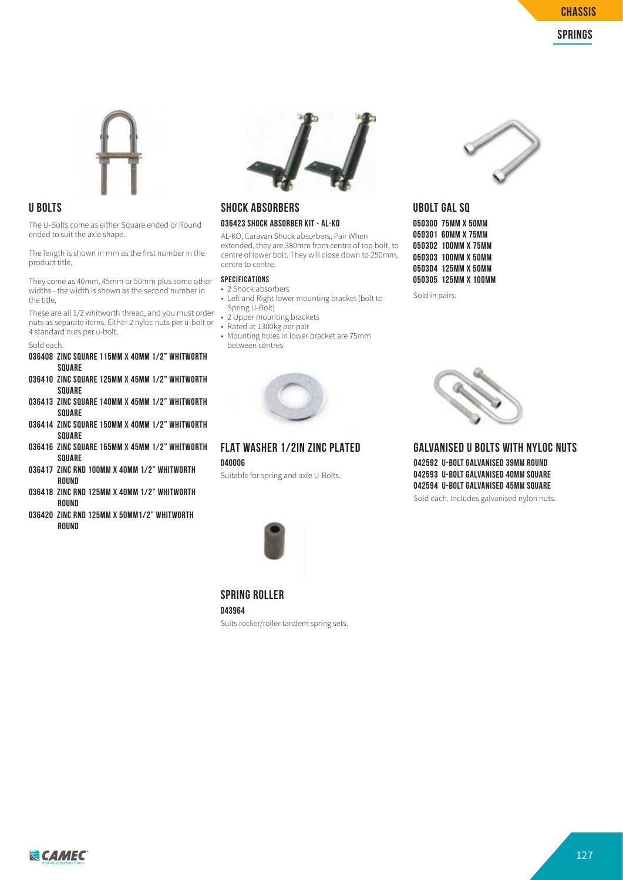## U BOLTS

The U-Bolts come as either Square ended or Round ended to suit the axle shape.

The length is shown in mm as the first number in the product title.

They come as 40mm, 45mm or 50mm plus some other widths - the width is shown as the second number in the title.

These are all 1/2 whitworth thread, and you must order nuts as separate items. Either 2 nyloc nuts per u-bolt or 4 standard nuts per u-bolt.

Sold each.

**036408 ZINC SQUARE 115MM X 40MM 1/2" WHITWORTH SQUARE**
**036410 ZINC SQUARE 125MM X 45MM 1/2" WHITWORTH SQUARE**
**036413 ZINC SQUARE 140MM X 45MM 1/2" WHITWORTH SQUARE**
**036414 ZINC SQUARE 150MM X 40MM 1/2" WHITWORTH SQUARE**
**036416 ZINC SQUARE 165MM X 45MM 1/2" WHITWORTH SQUARE**
**036417 ZINC RND 100MM X 40MM 1/2" WHITWORTH ROUND**
**036418 ZINC RND 125MM X 40MM 1/2" WHITWORTH ROUND**
**036420 ZINC RND 125MM X 50MM1/2" WHITWORTH ROUND**

## SHOCK ABSORBERS

### 036423 SHOCK ABSORBER KIT - AL-KO

AL-KO, Caravan Shock absorbers, Pair When extended, they are 380mm from centre of top bolt, to centre of lower bolt. They will close down to 250mm, centre to centre.

#### SPECIFICATIONS

- 2 Shock absorbers
- Left and Right lower mounting bracket (bolt to Spring U-Bolt)
- 2 Upper mounting brackets
- Rated at 1300kg per pair
- Mounting holes in lower bracket are 75mm between centres

## FLAT WASHER 1/2IN ZINC PLATED

**040006**

Suitable for spring and axle U-Bolts.

## SPRING ROLLER

**043964**

Suits rocker/roller tandem spring sets.

## UBOLT GAL SQ

**050300 75MM X 50MM**
**050301 60MM X 75MM**
**050302 100MM X 75MM**
**050303 100MM X 50MM**
**050304 125MM X 50MM**
**050305 125MM X 100MM**

Sold in pairs.

## GALVANISED U BOLTS WITH NYLOC NUTS

**042592 U-BOLT GALVANISED 39MM ROUND**
**042593 U-BOLT GALVANISED 40MM SQUARE**
**042594 U-BOLT GALVANISED 45MM SQUARE**

Sold each. Includes galvanised nylon nuts.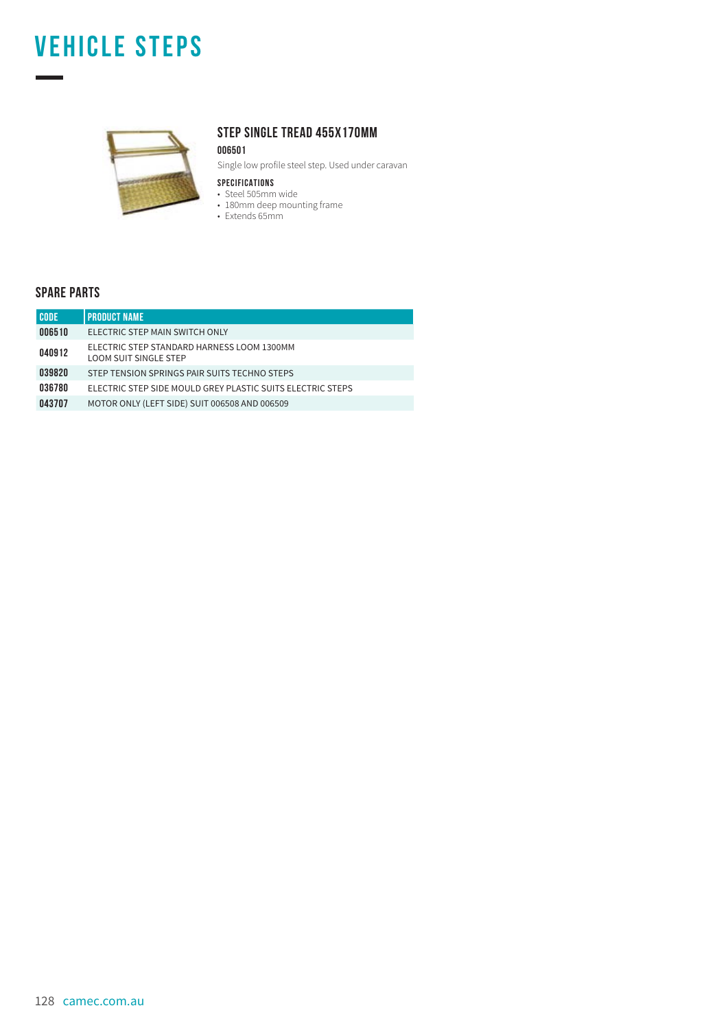# VEHICLE STEPS

### STEP SINGLE TREAD 455X170MM

**006501**

Single low profile steel step. Used under caravan

**SPECIFICATIONS**

- Steel 505mm wide
- 180mm deep mounting frame
- Extends 65mm

## SPARE PARTS

| CODE | PRODUCT NAME |
|---|---|
| 006510 | ELECTRIC STEP MAIN SWITCH ONLY |
| 040912 | ELECTRIC STEP STANDARD HARNESS LOOM 1300MM LOOM SUIT SINGLE STEP |
| 039820 | STEP TENSION SPRINGS PAIR SUITS TECHNO STEPS |
| 036780 | ELECTRIC STEP SIDE MOULD GREY PLASTIC SUITS ELECTRIC STEPS |
| 043707 | MOTOR ONLY (LEFT SIDE) SUIT 006508 AND 006509 |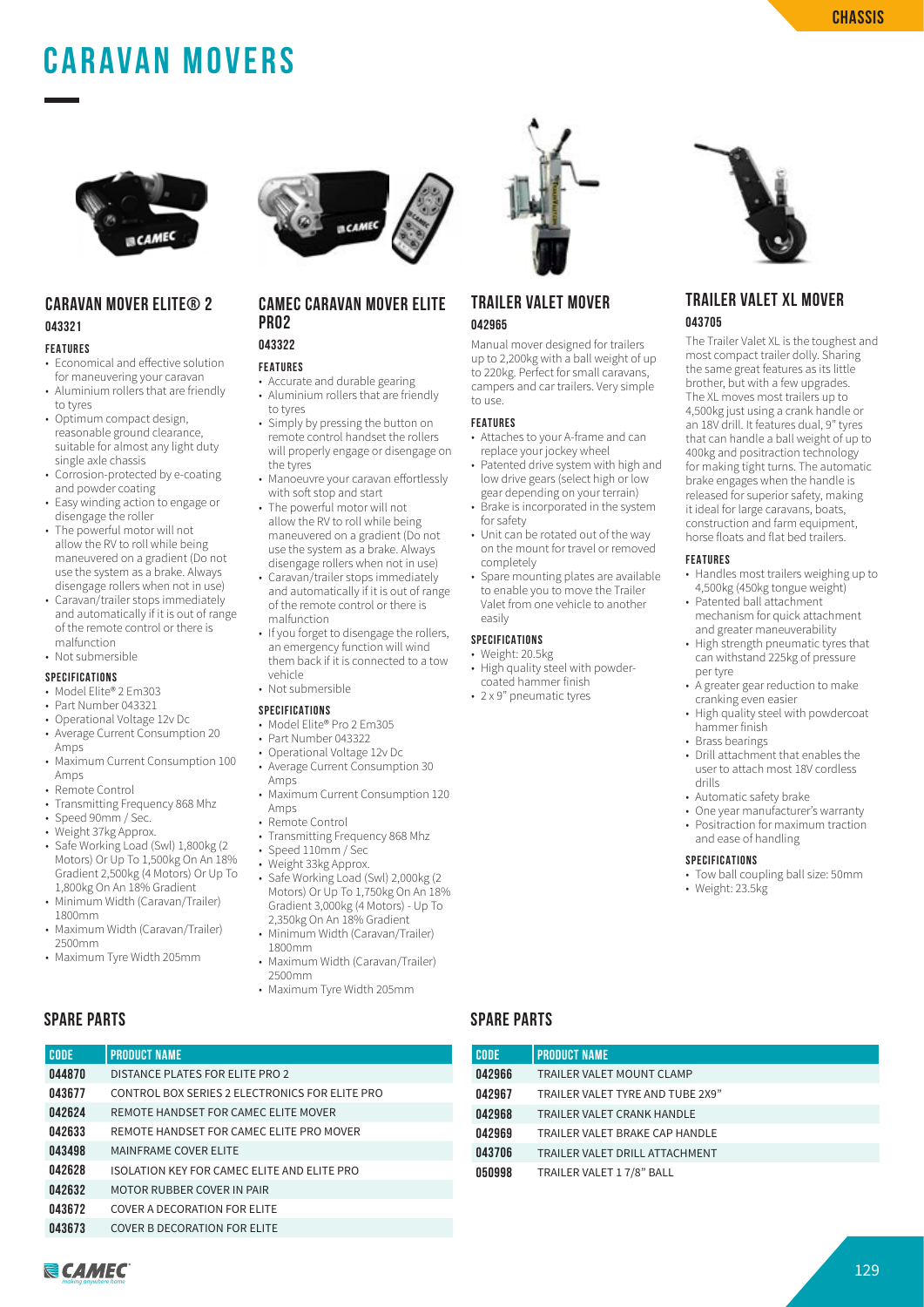# CARAVAN MOVERS

## CARAVAN MOVER ELITE® 2

### 043321

#### FEATURES

- Economical and effective solution for maneuvering your caravan
- Aluminium rollers that are friendly to tyres
- Optimum compact design, reasonable ground clearance, suitable for almost any light duty single axle chassis
- Corrosion-protected by e-coating and powder coating
- Easy winding action to engage or disengage the roller
- The powerful motor will not allow the RV to roll while being maneuvered on a gradient (Do not use the system as a brake. Always disengage rollers when not in use)
- Caravan/trailer stops immediately and automatically if it is out of range of the remote control or there is malfunction
- Not submersible

#### SPECIFICATIONS

- Model Elite® 2 Em303
- Part Number 043321
- Operational Voltage 12v Dc
- Average Current Consumption 20 Amps
- Maximum Current Consumption 100 Amps
- Remote Control
- Transmitting Frequency 868 Mhz
- Speed 90mm / Sec.
- Weight 37kg Approx.
- Safe Working Load (Swl) 1,800kg (2 Motors) Or Up To 1,500kg On An 18% Gradient 2,500kg (4 Motors) Or Up To 1,800kg On An 18% Gradient
- Minimum Width (Caravan/Trailer) 1800mm
- Maximum Width (Caravan/Trailer) 2500mm
- Maximum Tyre Width 205mm

## CAMEC CARAVAN MOVER ELITE PRO2

### 043322

#### FEATURES

- Accurate and durable gearing
- Aluminium rollers that are friendly to tyres
- Simply by pressing the button on remote control handset the rollers will properly engage or disengage on the tyres
- Manoeuvre your caravan effortlessly with soft stop and start
- The powerful motor will not allow the RV to roll while being maneuvered on a gradient (Do not use the system as a brake. Always disengage rollers when not in use)
- Caravan/trailer stops immediately and automatically if it is out of range of the remote control or there is malfunction
- If you forget to disengage the rollers, an emergency function will wind them back if it is connected to a tow vehicle
- Not submersible

#### SPECIFICATIONS

- Model Elite® Pro 2 Em305
- Part Number 043322
- Operational Voltage 12v Dc
- Average Current Consumption 30 Amps
- Maximum Current Consumption 120 Amps
- Remote Control
- Transmitting Frequency 868 Mhz
- Speed 110mm / Sec
- Weight 33kg Approx.
- Safe Working Load (Swl) 2,000kg (2 Motors) Or Up To 1,750kg On An 18% Gradient 3,000kg (4 Motors) - Up To 2,350kg On An 18% Gradient
- Minimum Width (Caravan/Trailer) 1800mm
- Maximum Width (Caravan/Trailer) 2500mm
- Maximum Tyre Width 205mm

## SPARE PARTS

| CODE | PRODUCT NAME |
|---|---|
| 044870 | DISTANCE PLATES FOR ELITE PRO 2 |
| 043677 | CONTROL BOX SERIES 2 ELECTRONICS FOR ELITE PRO |
| 042624 | REMOTE HANDSET FOR CAMEC ELITE MOVER |
| 042633 | REMOTE HANDSET FOR CAMEC ELITE PRO MOVER |
| 043498 | MAINFRAME COVER ELITE |
| 042628 | ISOLATION KEY FOR CAMEC ELITE AND ELITE PRO |
| 042632 | MOTOR RUBBER COVER IN PAIR |
| 043672 | COVER A DECORATION FOR ELITE |
| 043673 | COVER B DECORATION FOR ELITE |

## TRAILER VALET MOVER

### 042965

Manual mover designed for trailers up to 2,200kg with a ball weight of up to 220kg. Perfect for small caravans, campers and car trailers. Very simple to use.

#### FEATURES

- Attaches to your A-frame and can replace your jockey wheel
- Patented drive system with high and low drive gears (select high or low gear depending on your terrain)
- Brake is incorporated in the system for safety
- Unit can be rotated out of the way on the mount for travel or removed completely
- Spare mounting plates are available to enable you to move the Trailer Valet from one vehicle to another easily

#### SPECIFICATIONS

- Weight: 20.5kg
- High quality steel with powder-coated hammer finish
- 2 x 9" pneumatic tyres

## TRAILER VALET XL MOVER

### 043705

The Trailer Valet XL is the toughest and most compact trailer dolly. Sharing the same great features as its little brother, but with a few upgrades. The XL moves most trailers up to 4,500kg just using a crank handle or an 18V drill. It features dual, 9" tyres that can handle a ball weight of up to 400kg and positraction technology for making tight turns. The automatic brake engages when the handle is released for superior safety, making it ideal for large caravans, boats, construction and farm equipment, horse floats and flat bed trailers.

#### FEATURES

- Handles most trailers weighing up to 4,500kg (450kg tongue weight)
- Patented ball attachment mechanism for quick attachment and greater maneuverability
- High strength pneumatic tyres that can withstand 225kg of pressure per tyre
- A greater gear reduction to make cranking even easier
- High quality steel with powdercoat hammer finish
- Brass bearings
- Drill attachment that enables the user to attach most 18V cordless drills
- Automatic safety brake
- One year manufacturer's warranty
- Positraction for maximum traction and ease of handling

#### SPECIFICATIONS

- Tow ball coupling ball size: 50mm
- Weight: 23.5kg

## SPARE PARTS

| CODE | PRODUCT NAME |
|---|---|
| 042966 | TRAILER VALET MOUNT CLAMP |
| 042967 | TRAILER VALET TYRE AND TUBE 2X9" |
| 042968 | TRAILER VALET CRANK HANDLE |
| 042969 | TRAILER VALET BRAKE CAP HANDLE |
| 043706 | TRAILER VALET DRILL ATTACHMENT |
| 050998 | TRAILER VALET 1 7/8" BALL |